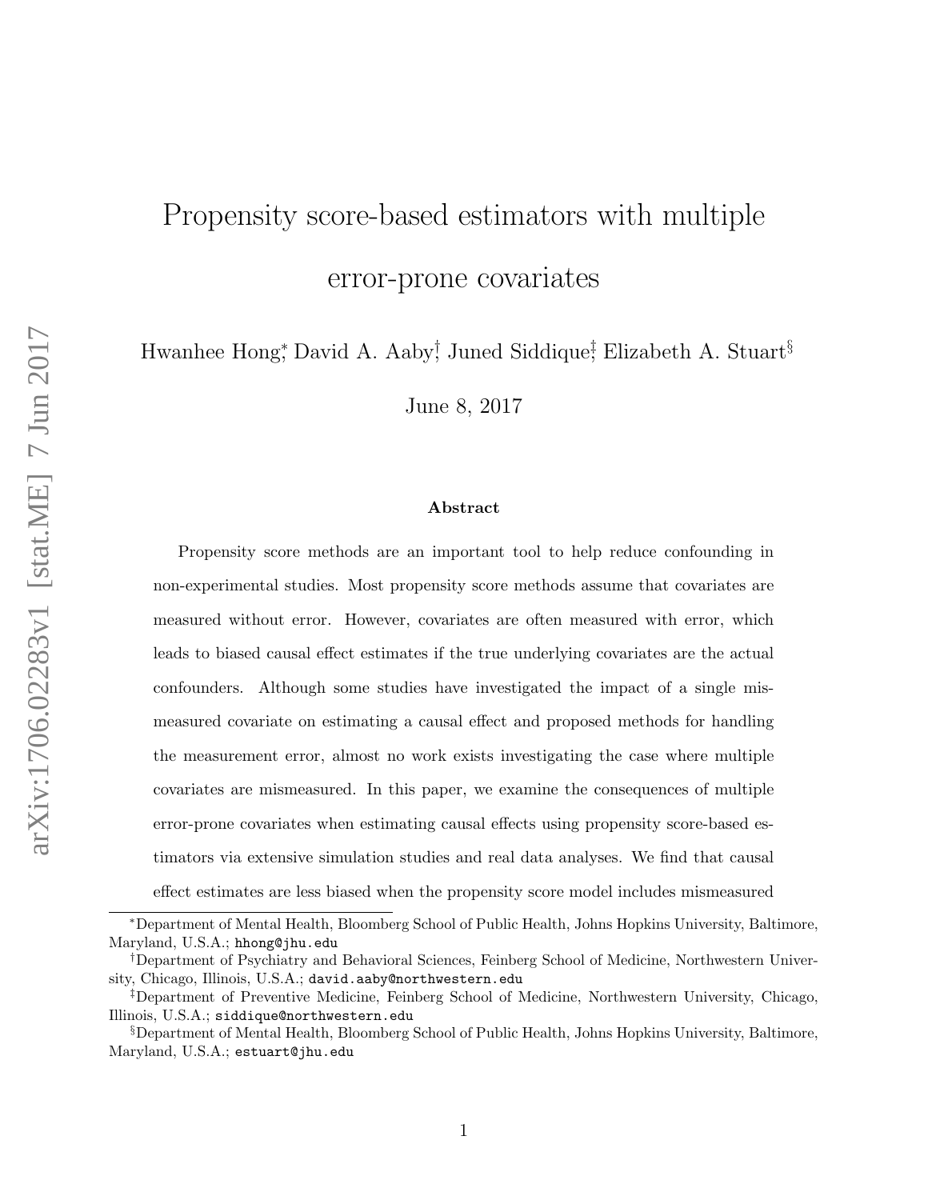# Propensity score-based estimators with multiple error-prone covariates

Hwanhee Hong[*], David A. Aaby[†], Juned Siddique[‡], Elizabeth A. Stuart[§]

June 8, 2017

### Abstract

Propensity score methods are an important tool to help reduce confounding in non-experimental studies. Most propensity score methods assume that covariates are measured without error. However, covariates are often measured with error, which leads to biased causal effect estimates if the true underlying covariates are the actual confounders. Although some studies have investigated the impact of a single mismeasured covariate on estimating a causal effect and proposed methods for handling the measurement error, almost no work exists investigating the case where multiple covariates are mismeasured. In this paper, we examine the consequences of multiple error-prone covariates when estimating causal effects using propensity score-based estimators via extensive simulation studies and real data analyses. We find that causal effect estimates are less biased when the propensity score model includes mismeasured

---

[*]Department of Mental Health, Bloomberg School of Public Health, Johns Hopkins University, Baltimore, Maryland, U.S.A.; hhong@jhu.edu

[†]Department of Psychiatry and Behavioral Sciences, Feinberg School of Medicine, Northwestern University, Chicago, Illinois, U.S.A.; david.aaby@northwestern.edu

[‡]Department of Preventive Medicine, Feinberg School of Medicine, Northwestern University, Chicago, Illinois, U.S.A.; siddique@northwestern.edu

[§]Department of Mental Health, Bloomberg School of Public Health, Johns Hopkins University, Baltimore, Maryland, U.S.A.; estuart@jhu.edu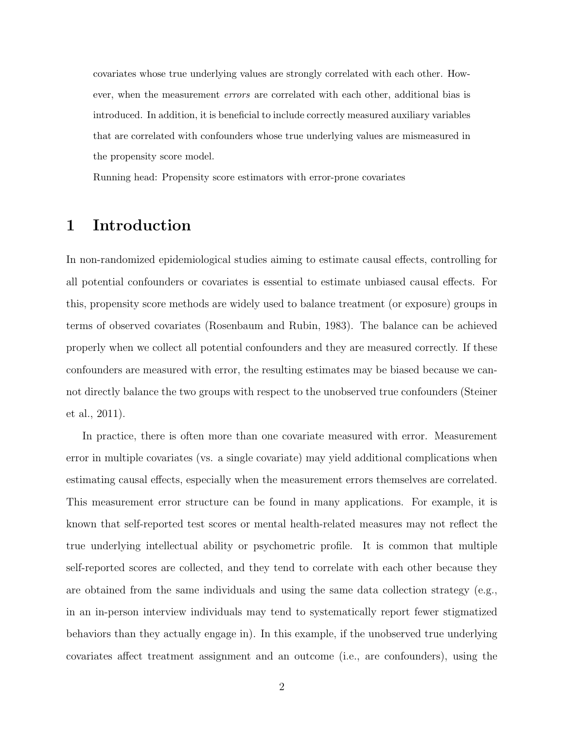covariates whose true underlying values are strongly correlated with each other. However, when the measurement *errors* are correlated with each other, additional bias is introduced. In addition, it is beneficial to include correctly measured auxiliary variables that are correlated with confounders whose true underlying values are mismeasured in the propensity score model.

Running head: Propensity score estimators with error-prone covariates

# 1 Introduction

In non-randomized epidemiological studies aiming to estimate causal effects, controlling for all potential confounders or covariates is essential to estimate unbiased causal effects. For this, propensity score methods are widely used to balance treatment (or exposure) groups in terms of observed covariates (Rosenbaum and Rubin, 1983). The balance can be achieved properly when we collect all potential confounders and they are measured correctly. If these confounders are measured with error, the resulting estimates may be biased because we cannot directly balance the two groups with respect to the unobserved true confounders (Steiner et al., 2011).

In practice, there is often more than one covariate measured with error. Measurement error in multiple covariates (vs. a single covariate) may yield additional complications when estimating causal effects, especially when the measurement errors themselves are correlated. This measurement error structure can be found in many applications. For example, it is known that self-reported test scores or mental health-related measures may not reflect the true underlying intellectual ability or psychometric profile. It is common that multiple self-reported scores are collected, and they tend to correlate with each other because they are obtained from the same individuals and using the same data collection strategy (e.g., in an in-person interview individuals may tend to systematically report fewer stigmatized behaviors than they actually engage in). In this example, if the unobserved true underlying covariates affect treatment assignment and an outcome (i.e., are confounders), using the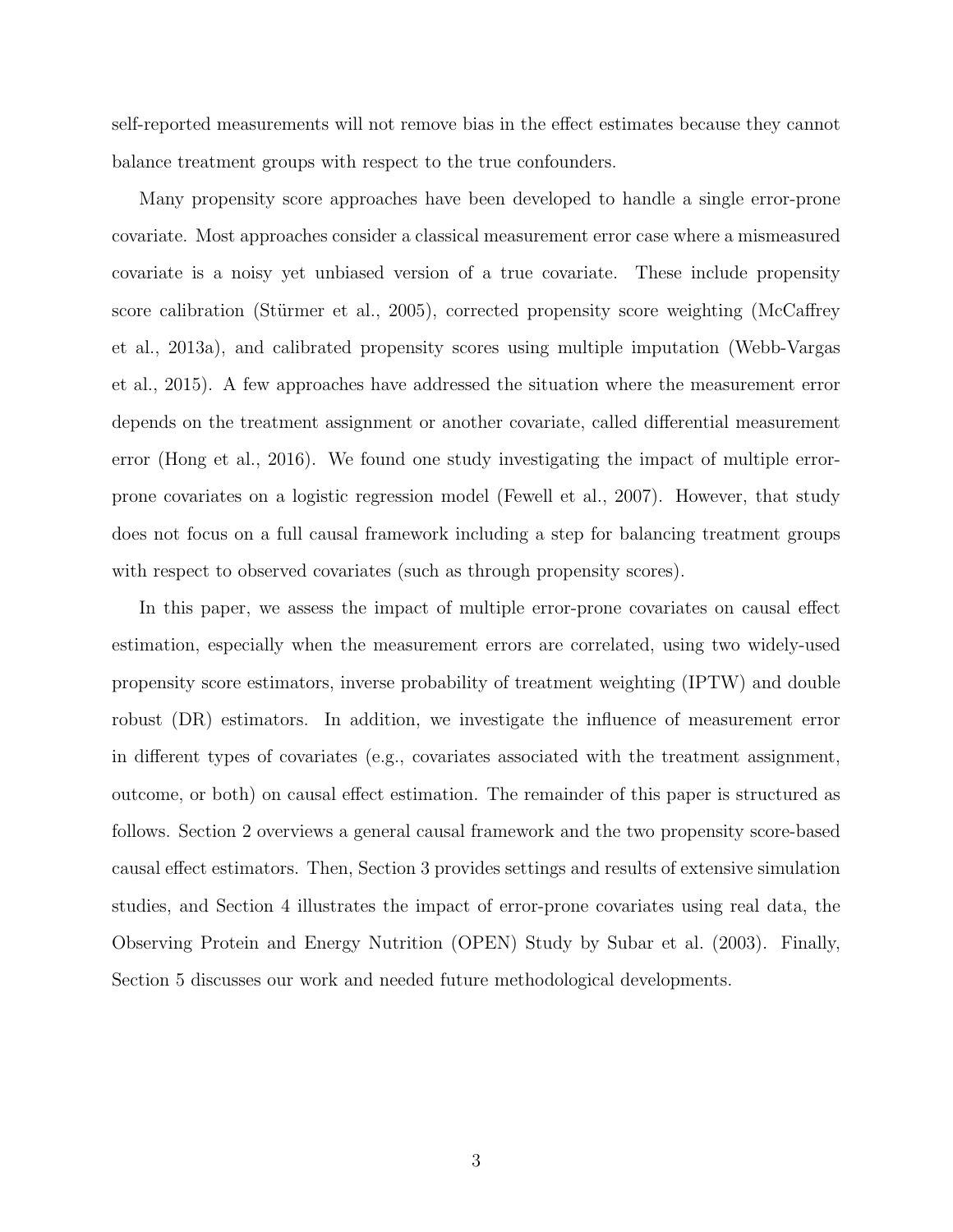self-reported measurements will not remove bias in the effect estimates because they cannot balance treatment groups with respect to the true confounders.

Many propensity score approaches have been developed to handle a single error-prone covariate. Most approaches consider a classical measurement error case where a mismeasured covariate is a noisy yet unbiased version of a true covariate. These include propensity score calibration (Stürmer et al., 2005), corrected propensity score weighting (McCaffrey et al., 2013a), and calibrated propensity scores using multiple imputation (Webb-Vargas et al., 2015). A few approaches have addressed the situation where the measurement error depends on the treatment assignment or another covariate, called differential measurement error (Hong et al., 2016). We found one study investigating the impact of multiple error-prone covariates on a logistic regression model (Fewell et al., 2007). However, that study does not focus on a full causal framework including a step for balancing treatment groups with respect to observed covariates (such as through propensity scores).

In this paper, we assess the impact of multiple error-prone covariates on causal effect estimation, especially when the measurement errors are correlated, using two widely-used propensity score estimators, inverse probability of treatment weighting (IPTW) and double robust (DR) estimators. In addition, we investigate the influence of measurement error in different types of covariates (e.g., covariates associated with the treatment assignment, outcome, or both) on causal effect estimation. The remainder of this paper is structured as follows. Section 2 overviews a general causal framework and the two propensity score-based causal effect estimators. Then, Section 3 provides settings and results of extensive simulation studies, and Section 4 illustrates the impact of error-prone covariates using real data, the Observing Protein and Energy Nutrition (OPEN) Study by Subar et al. (2003). Finally, Section 5 discusses our work and needed future methodological developments.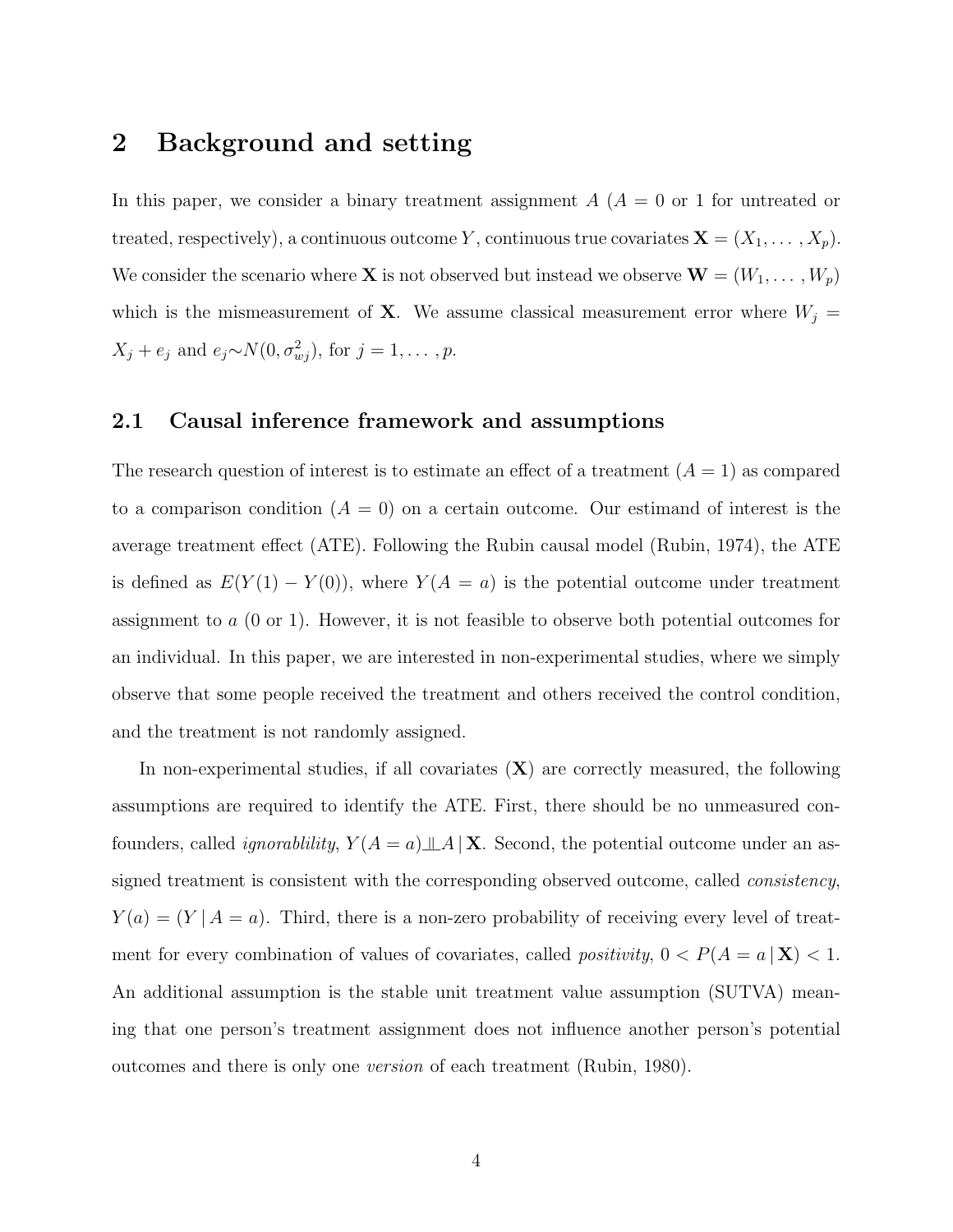# 2 Background and setting

In this paper, we consider a binary treatment assignment $A$ ($A = 0$ or 1 for untreated or treated, respectively), a continuous outcome $Y$, continuous true covariates $\mathbf{X} = (X_1, \ldots, X_p)$. We consider the scenario where $\mathbf{X}$ is not observed but instead we observe $\mathbf{W} = (W_1, \ldots, W_p)$ which is the mismeasurement of $\mathbf{X}$. We assume classical measurement error where $W_j = X_j + e_j$ and $e_j \sim N(0, \sigma^2_{wj})$, for $j = 1, \ldots, p$.

## 2.1 Causal inference framework and assumptions

The research question of interest is to estimate an effect of a treatment ($A = 1$) as compared to a comparison condition ($A = 0$) on a certain outcome. Our estimand of interest is the average treatment effect (ATE). Following the Rubin causal model (Rubin, 1974), the ATE is defined as $E(Y(1) - Y(0))$, where $Y(A = a)$ is the potential outcome under treatment assignment to $a$ (0 or 1). However, it is not feasible to observe both potential outcomes for an individual. In this paper, we are interested in non-experimental studies, where we simply observe that some people received the treatment and others received the control condition, and the treatment is not randomly assigned.

In non-experimental studies, if all covariates ($\mathbf{X}$) are correctly measured, the following assumptions are required to identify the ATE. First, there should be no unmeasured confounders, called *ignorablility*, $Y(A = a) \perp\!\!\!\perp A \,|\, \mathbf{X}$. Second, the potential outcome under an assigned treatment is consistent with the corresponding observed outcome, called *consistency*, $Y(a) = (Y \,|\, A = a)$. Third, there is a non-zero probability of receiving every level of treatment for every combination of values of covariates, called *positivity*, $0 < P(A = a \,|\, \mathbf{X}) < 1$. An additional assumption is the stable unit treatment value assumption (SUTVA) meaning that one person's treatment assignment does not influence another person's potential outcomes and there is only one *version* of each treatment (Rubin, 1980).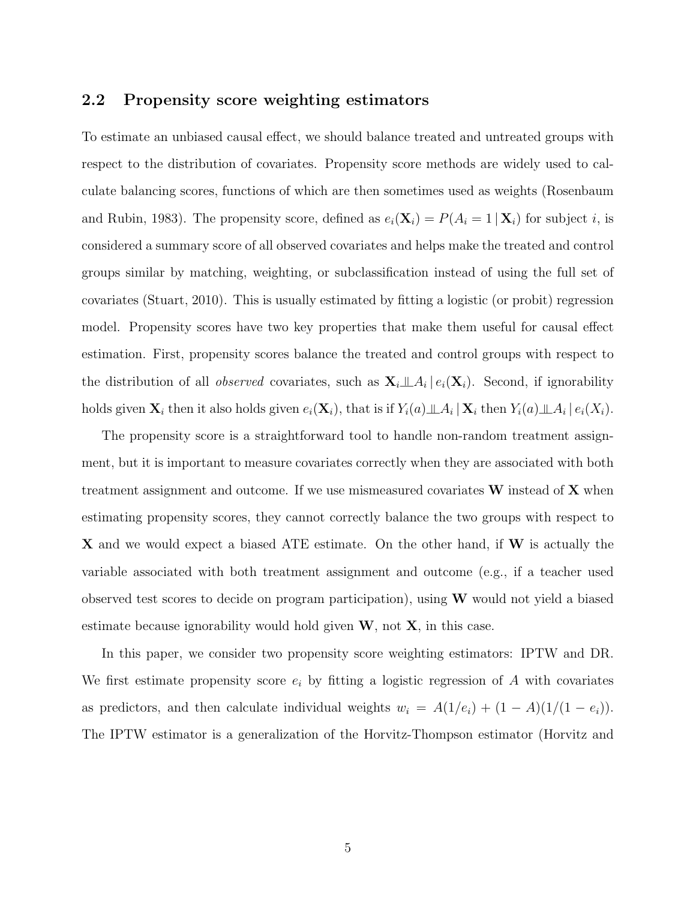### 2.2 Propensity score weighting estimators

To estimate an unbiased causal effect, we should balance treated and untreated groups with respect to the distribution of covariates. Propensity score methods are widely used to calculate balancing scores, functions of which are then sometimes used as weights (Rosenbaum and Rubin, 1983). The propensity score, defined as $e_i(\mathbf{X}_i) = P(A_i = 1 \mid \mathbf{X}_i)$ for subject $i$, is considered a summary score of all observed covariates and helps make the treated and control groups similar by matching, weighting, or subclassification instead of using the full set of covariates (Stuart, 2010). This is usually estimated by fitting a logistic (or probit) regression model. Propensity scores have two key properties that make them useful for causal effect estimation. First, propensity scores balance the treated and control groups with respect to the distribution of all *observed* covariates, such as $\mathbf{X}_i \perp\!\!\!\perp A_i \mid e_i(\mathbf{X}_i)$. Second, if ignorability holds given $\mathbf{X}_i$ then it also holds given $e_i(\mathbf{X}_i)$, that is if $Y_i(a) \perp\!\!\!\perp A_i \mid \mathbf{X}_i$ then $Y_i(a) \perp\!\!\!\perp A_i \mid e_i(X_i)$.

The propensity score is a straightforward tool to handle non-random treatment assignment, but it is important to measure covariates correctly when they are associated with both treatment assignment and outcome. If we use mismeasured covariates $\mathbf{W}$ instead of $\mathbf{X}$ when estimating propensity scores, they cannot correctly balance the two groups with respect to $\mathbf{X}$ and we would expect a biased ATE estimate. On the other hand, if $\mathbf{W}$ is actually the variable associated with both treatment assignment and outcome (e.g., if a teacher used observed test scores to decide on program participation), using $\mathbf{W}$ would not yield a biased estimate because ignorability would hold given $\mathbf{W}$, not $\mathbf{X}$, in this case.

In this paper, we consider two propensity score weighting estimators: IPTW and DR. We first estimate propensity score $e_i$ by fitting a logistic regression of $A$ with covariates as predictors, and then calculate individual weights $w_i = A(1/e_i) + (1 - A)(1/(1 - e_i))$. The IPTW estimator is a generalization of the Horvitz-Thompson estimator (Horvitz and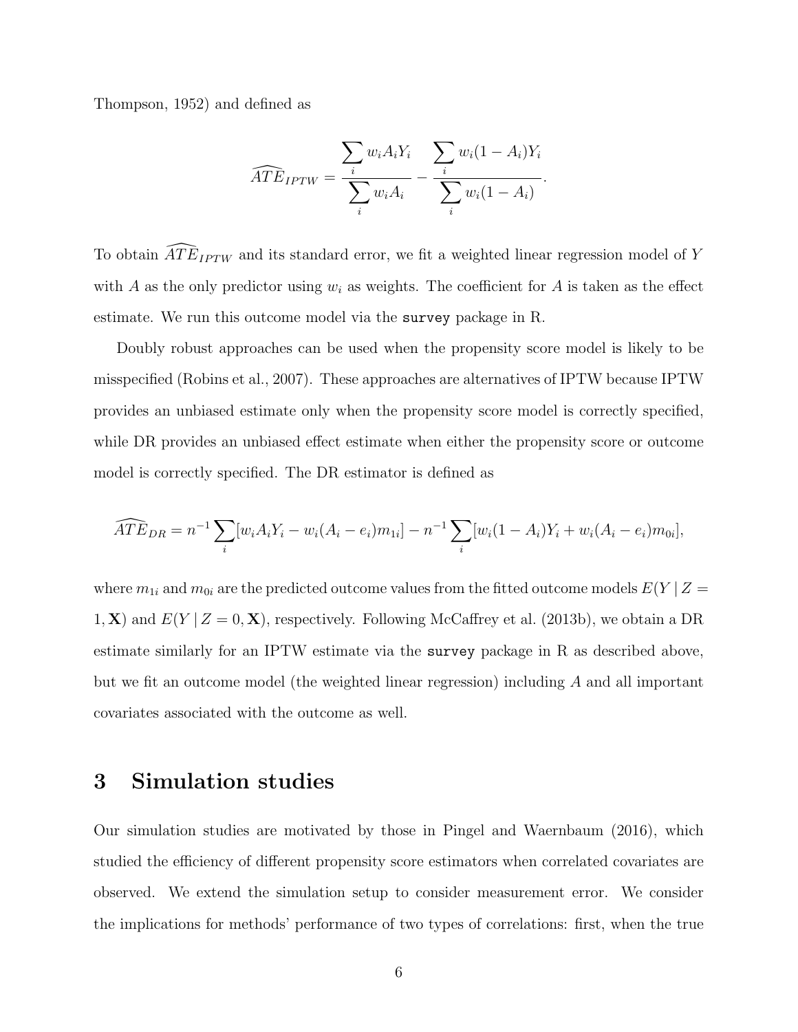Thompson, 1952) and defined as

$$\widehat{ATE}_{IPTW} = \frac{\sum_i w_i A_i Y_i}{\sum_i w_i A_i} - \frac{\sum_i w_i (1 - A_i) Y_i}{\sum_i w_i (1 - A_i)}.$$

To obtain $\widehat{ATE}_{IPTW}$ and its standard error, we fit a weighted linear regression model of $Y$ with $A$ as the only predictor using $w_i$ as weights. The coefficient for $A$ is taken as the effect estimate. We run this outcome model via the `survey` package in R.

Doubly robust approaches can be used when the propensity score model is likely to be misspecified (Robins et al., 2007). These approaches are alternatives of IPTW because IPTW provides an unbiased estimate only when the propensity score model is correctly specified, while DR provides an unbiased effect estimate when either the propensity score or outcome model is correctly specified. The DR estimator is defined as

$$\widehat{ATE}_{DR} = n^{-1} \sum_i [w_i A_i Y_i - w_i (A_i - e_i) m_{1i}] - n^{-1} \sum_i [w_i (1 - A_i) Y_i + w_i (A_i - e_i) m_{0i}],$$

where $m_{1i}$ and $m_{0i}$ are the predicted outcome values from the fitted outcome models $E(Y \mid Z = 1, \mathbf{X})$ and $E(Y \mid Z = 0, \mathbf{X})$, respectively. Following McCaffrey et al. (2013b), we obtain a DR estimate similarly for an IPTW estimate via the `survey` package in R as described above, but we fit an outcome model (the weighted linear regression) including $A$ and all important covariates associated with the outcome as well.

# 3 Simulation studies

Our simulation studies are motivated by those in Pingel and Waernbaum (2016), which studied the efficiency of different propensity score estimators when correlated covariates are observed. We extend the simulation setup to consider measurement error. We consider the implications for methods' performance of two types of correlations: first, when the true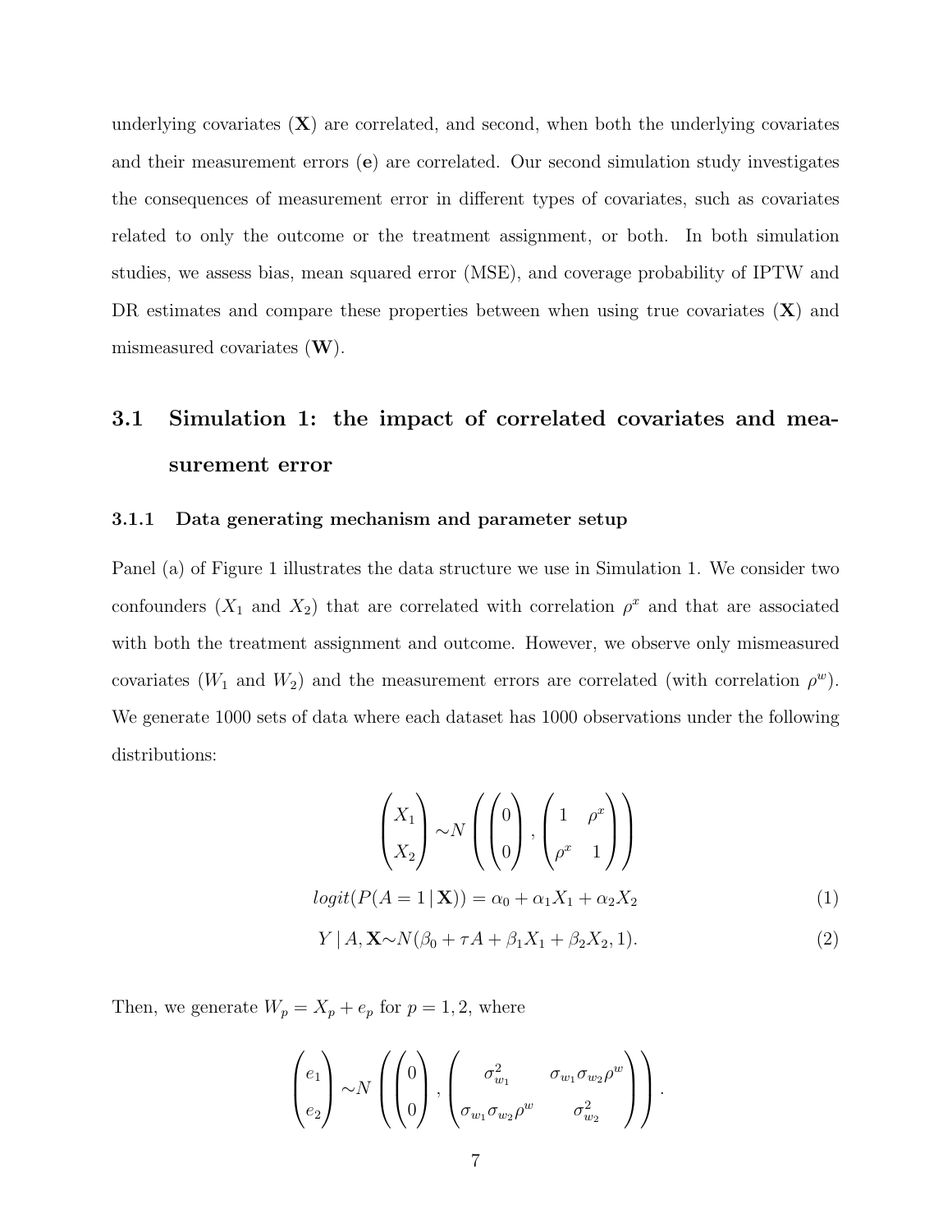underlying covariates ($\mathbf{X}$) are correlated, and second, when both the underlying covariates and their measurement errors ($\mathbf{e}$) are correlated. Our second simulation study investigates the consequences of measurement error in different types of covariates, such as covariates related to only the outcome or the treatment assignment, or both. In both simulation studies, we assess bias, mean squared error (MSE), and coverage probability of IPTW and DR estimates and compare these properties between when using true covariates ($\mathbf{X}$) and mismeasured covariates ($\mathbf{W}$).

## 3.1 Simulation 1: the impact of correlated covariates and measurement error

### 3.1.1 Data generating mechanism and parameter setup

Panel (a) of Figure 1 illustrates the data structure we use in Simulation 1. We consider two confounders ($X_1$ and $X_2$) that are correlated with correlation $\rho^x$ and that are associated with both the treatment assignment and outcome. However, we observe only mismeasured covariates ($W_1$ and $W_2$) and the measurement errors are correlated (with correlation $\rho^w$). We generate 1000 sets of data where each dataset has 1000 observations under the following distributions:

$$\begin{pmatrix} X_1 \\ X_2 \end{pmatrix} \sim N\left( \begin{pmatrix} 0 \\ 0 \end{pmatrix}, \begin{pmatrix} 1 & \rho^x \\ \rho^x & 1 \end{pmatrix} \right)$$

$$logit(P(A = 1 \,|\, \mathbf{X})) = \alpha_0 + \alpha_1 X_1 + \alpha_2 X_2 \tag{1}$$

$$Y \,|\, A, \mathbf{X} \sim N(\beta_0 + \tau A + \beta_1 X_1 + \beta_2 X_2, 1). \tag{2}$$

Then, we generate $W_p = X_p + e_p$ for $p = 1, 2$, where

$$\begin{pmatrix} e_1 \\ e_2 \end{pmatrix} \sim N\left( \begin{pmatrix} 0 \\ 0 \end{pmatrix}, \begin{pmatrix} \sigma_{w_1}^2 & \sigma_{w_1}\sigma_{w_2}\rho^w \\ \sigma_{w_1}\sigma_{w_2}\rho^w & \sigma_{w_2}^2 \end{pmatrix} \right).$$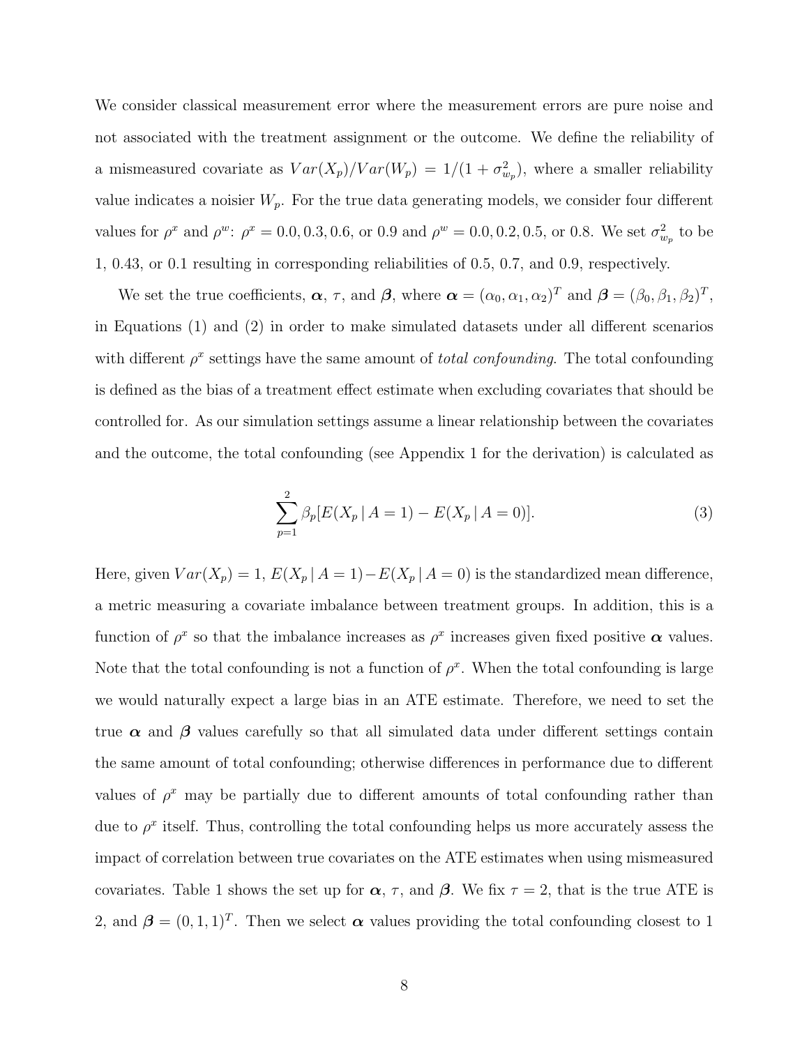We consider classical measurement error where the measurement errors are pure noise and not associated with the treatment assignment or the outcome. We define the reliability of a mismeasured covariate as $Var(X_p)/Var(W_p) = 1/(1 + \sigma^2_{w_p})$, where a smaller reliability value indicates a noisier $W_p$. For the true data generating models, we consider four different values for $\rho^x$ and $\rho^w$: $\rho^x = 0.0, 0.3, 0.6$, or $0.9$ and $\rho^w = 0.0, 0.2, 0.5$, or $0.8$. We set $\sigma^2_{w_p}$ to be 1, 0.43, or 0.1 resulting in corresponding reliabilities of 0.5, 0.7, and 0.9, respectively.

We set the true coefficients, $\boldsymbol{\alpha}$, $\tau$, and $\boldsymbol{\beta}$, where $\boldsymbol{\alpha} = (\alpha_0, \alpha_1, \alpha_2)^T$ and $\boldsymbol{\beta} = (\beta_0, \beta_1, \beta_2)^T$, in Equations (1) and (2) in order to make simulated datasets under all different scenarios with different $\rho^x$ settings have the same amount of *total confounding*. The total confounding is defined as the bias of a treatment effect estimate when excluding covariates that should be controlled for. As our simulation settings assume a linear relationship between the covariates and the outcome, the total confounding (see Appendix 1 for the derivation) is calculated as

$$\sum_{p=1}^{2} \beta_p [E(X_p \mid A = 1) - E(X_p \mid A = 0)]. \tag{3}$$

Here, given $Var(X_p) = 1$, $E(X_p \mid A = 1) - E(X_p \mid A = 0)$ is the standardized mean difference, a metric measuring a covariate imbalance between treatment groups. In addition, this is a function of $\rho^x$ so that the imbalance increases as $\rho^x$ increases given fixed positive $\boldsymbol{\alpha}$ values. Note that the total confounding is not a function of $\rho^x$. When the total confounding is large we would naturally expect a large bias in an ATE estimate. Therefore, we need to set the true $\boldsymbol{\alpha}$ and $\boldsymbol{\beta}$ values carefully so that all simulated data under different settings contain the same amount of total confounding; otherwise differences in performance due to different values of $\rho^x$ may be partially due to different amounts of total confounding rather than due to $\rho^x$ itself. Thus, controlling the total confounding helps us more accurately assess the impact of correlation between true covariates on the ATE estimates when using mismeasured covariates. Table 1 shows the set up for $\boldsymbol{\alpha}$, $\tau$, and $\boldsymbol{\beta}$. We fix $\tau = 2$, that is the true ATE is 2, and $\boldsymbol{\beta} = (0, 1, 1)^T$. Then we select $\boldsymbol{\alpha}$ values providing the total confounding closest to 1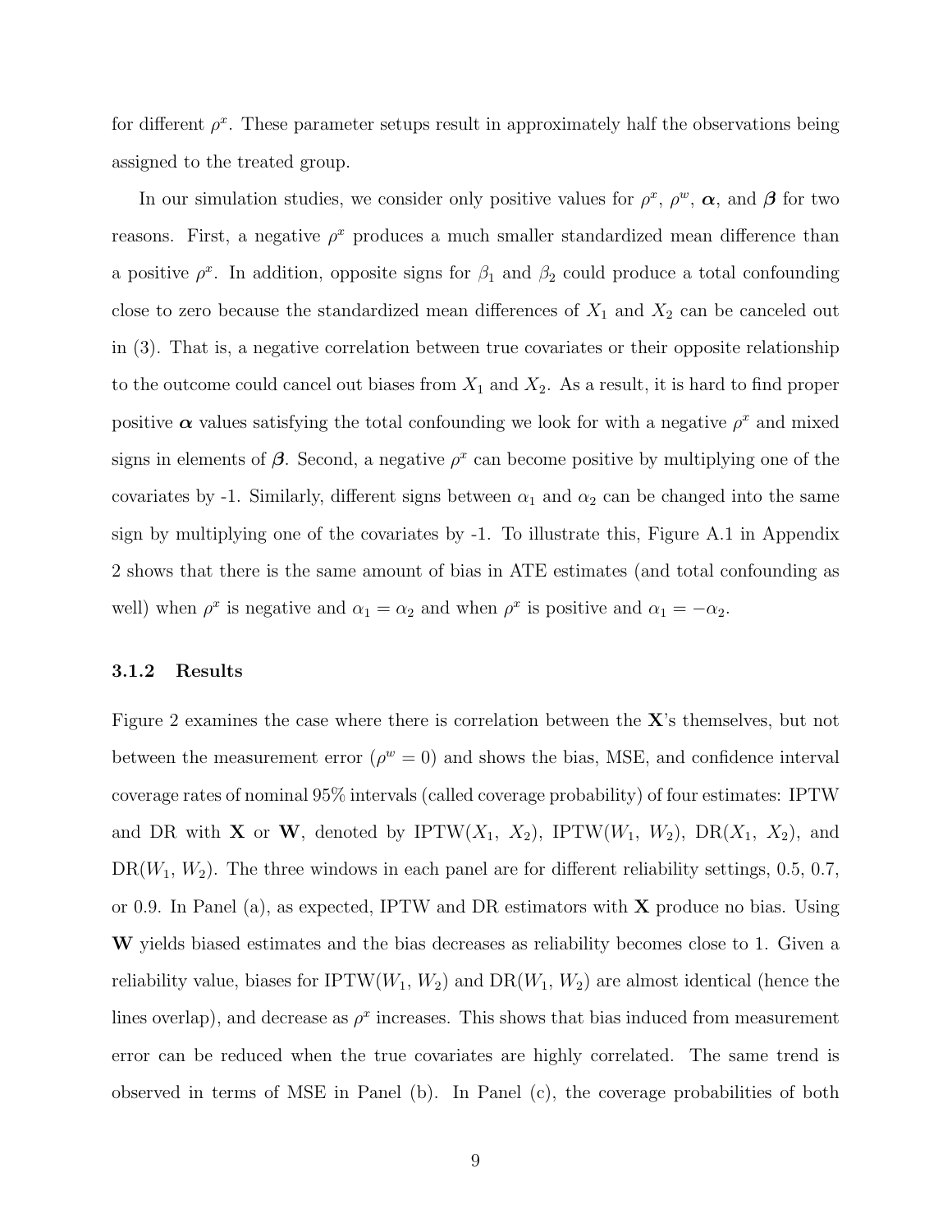for different $\rho^x$. These parameter setups result in approximately half the observations being assigned to the treated group.

In our simulation studies, we consider only positive values for $\rho^x$, $\rho^w$, $\boldsymbol{\alpha}$, and $\boldsymbol{\beta}$ for two reasons. First, a negative $\rho^x$ produces a much smaller standardized mean difference than a positive $\rho^x$. In addition, opposite signs for $\beta_1$ and $\beta_2$ could produce a total confounding close to zero because the standardized mean differences of $X_1$ and $X_2$ can be canceled out in (3). That is, a negative correlation between true covariates or their opposite relationship to the outcome could cancel out biases from $X_1$ and $X_2$. As a result, it is hard to find proper positive $\boldsymbol{\alpha}$ values satisfying the total confounding we look for with a negative $\rho^x$ and mixed signs in elements of $\boldsymbol{\beta}$. Second, a negative $\rho^x$ can become positive by multiplying one of the covariates by -1. Similarly, different signs between $\alpha_1$ and $\alpha_2$ can be changed into the same sign by multiplying one of the covariates by -1. To illustrate this, Figure A.1 in Appendix 2 shows that there is the same amount of bias in ATE estimates (and total confounding as well) when $\rho^x$ is negative and $\alpha_1 = \alpha_2$ and when $\rho^x$ is positive and $\alpha_1 = -\alpha_2$.

### 3.1.2 Results

Figure 2 examines the case where there is correlation between the $\mathbf{X}$'s themselves, but not between the measurement error ($\rho^w = 0$) and shows the bias, MSE, and confidence interval coverage rates of nominal 95% intervals (called coverage probability) of four estimates: IPTW and DR with $\mathbf{X}$ or $\mathbf{W}$, denoted by IPTW($X_1$, $X_2$), IPTW($W_1$, $W_2$), DR($X_1$, $X_2$), and DR($W_1$, $W_2$). The three windows in each panel are for different reliability settings, 0.5, 0.7, or 0.9. In Panel (a), as expected, IPTW and DR estimators with $\mathbf{X}$ produce no bias. Using $\mathbf{W}$ yields biased estimates and the bias decreases as reliability becomes close to 1. Given a reliability value, biases for IPTW($W_1$, $W_2$) and DR($W_1$, $W_2$) are almost identical (hence the lines overlap), and decrease as $\rho^x$ increases. This shows that bias induced from measurement error can be reduced when the true covariates are highly correlated. The same trend is observed in terms of MSE in Panel (b). In Panel (c), the coverage probabilities of both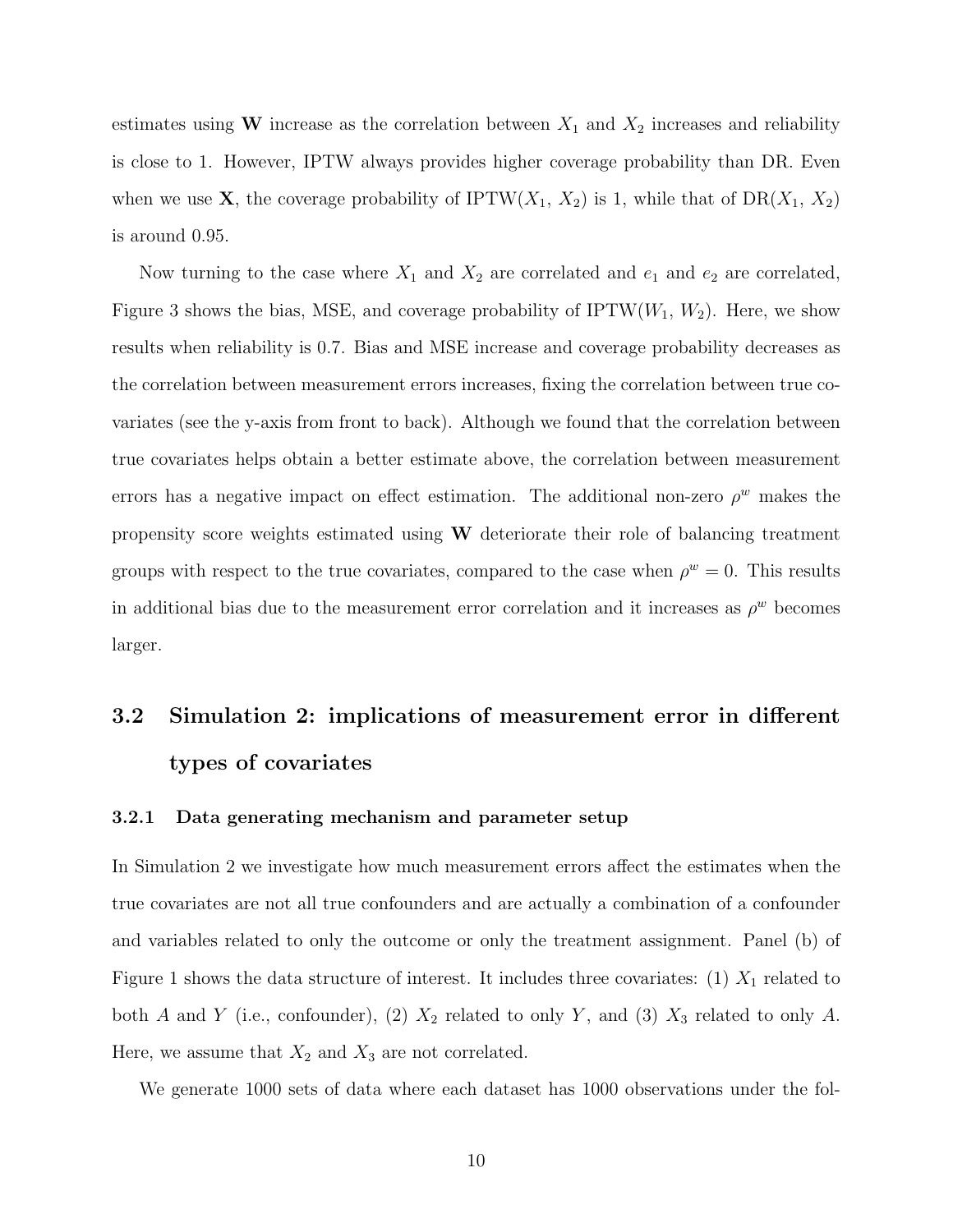estimates using $\mathbf{W}$ increase as the correlation between $X_1$ and $X_2$ increases and reliability is close to 1. However, IPTW always provides higher coverage probability than DR. Even when we use $\mathbf{X}$, the coverage probability of IPTW($X_1$, $X_2$) is 1, while that of DR($X_1$, $X_2$) is around 0.95.

Now turning to the case where $X_1$ and $X_2$ are correlated and $e_1$ and $e_2$ are correlated, Figure 3 shows the bias, MSE, and coverage probability of IPTW($W_1$, $W_2$). Here, we show results when reliability is 0.7. Bias and MSE increase and coverage probability decreases as the correlation between measurement errors increases, fixing the correlation between true covariates (see the y-axis from front to back). Although we found that the correlation between true covariates helps obtain a better estimate above, the correlation between measurement errors has a negative impact on effect estimation. The additional non-zero $\rho^w$ makes the propensity score weights estimated using $\mathbf{W}$ deteriorate their role of balancing treatment groups with respect to the true covariates, compared to the case when $\rho^w = 0$. This results in additional bias due to the measurement error correlation and it increases as $\rho^w$ becomes larger.

## 3.2 Simulation 2: implications of measurement error in different types of covariates

### 3.2.1 Data generating mechanism and parameter setup

In Simulation 2 we investigate how much measurement errors affect the estimates when the true covariates are not all true confounders and are actually a combination of a confounder and variables related to only the outcome or only the treatment assignment. Panel (b) of Figure 1 shows the data structure of interest. It includes three covariates: (1) $X_1$ related to both $A$ and $Y$ (i.e., confounder), (2) $X_2$ related to only $Y$, and (3) $X_3$ related to only $A$. Here, we assume that $X_2$ and $X_3$ are not correlated.

We generate 1000 sets of data where each dataset has 1000 observations under the fol-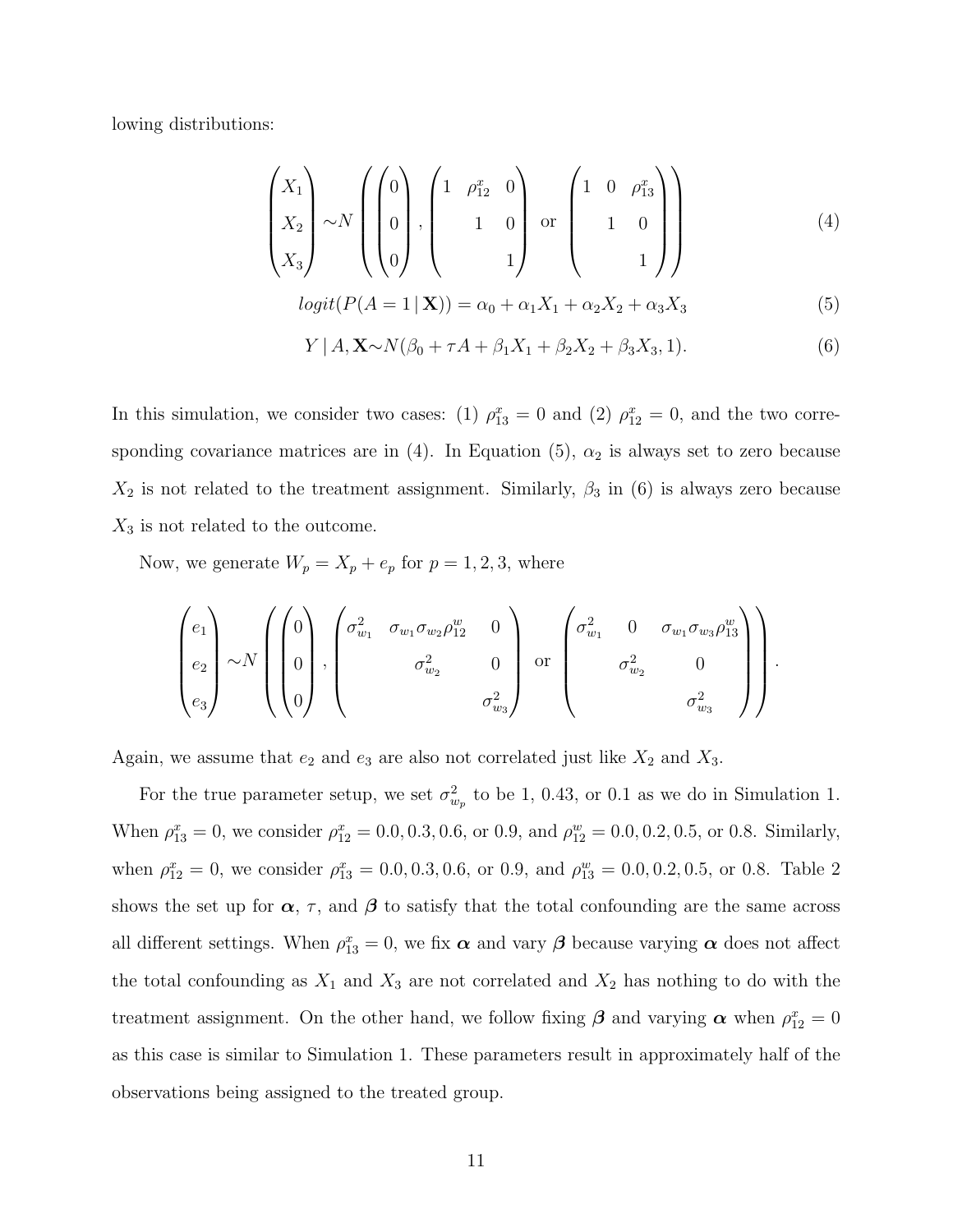lowing distributions:

$$
\begin{pmatrix} X_1 \\ X_2 \\ X_3 \end{pmatrix} \sim N \left( \begin{pmatrix} 0 \\ 0 \\ 0 \end{pmatrix}, \begin{pmatrix} 1 & \rho_{12}^x & 0 \\ & 1 & 0 \\ & & 1 \end{pmatrix} \text{ or } \begin{pmatrix} 1 & 0 & \rho_{13}^x \\ & 1 & 0 \\ & & 1 \end{pmatrix} \right) \tag{4}
$$

$$
logit(P(A = 1 \mid \mathbf{X})) = \alpha_0 + \alpha_1 X_1 + \alpha_2 X_2 + \alpha_3 X_3 \tag{5}
$$

$$
Y \mid A, \mathbf{X} \sim N(\beta_0 + \tau A + \beta_1 X_1 + \beta_2 X_2 + \beta_3 X_3, 1). \tag{6}
$$

In this simulation, we consider two cases: (1) $\rho_{13}^x = 0$ and (2) $\rho_{12}^x = 0$, and the two corresponding covariance matrices are in (4). In Equation (5), $\alpha_2$ is always set to zero because $X_2$ is not related to the treatment assignment. Similarly, $\beta_3$ in (6) is always zero because $X_3$ is not related to the outcome.

Now, we generate $W_p = X_p + e_p$ for $p = 1, 2, 3$, where

$$
\begin{pmatrix} e_1 \\ e_2 \\ e_3 \end{pmatrix} \sim N \left( \begin{pmatrix} 0 \\ 0 \\ 0 \end{pmatrix}, \begin{pmatrix} \sigma_{w_1}^2 & \sigma_{w_1}\sigma_{w_2}\rho_{12}^w & 0 \\ & \sigma_{w_2}^2 & 0 \\ & & \sigma_{w_3}^2 \end{pmatrix} \text{ or } \begin{pmatrix} \sigma_{w_1}^2 & 0 & \sigma_{w_1}\sigma_{w_3}\rho_{13}^w \\ & \sigma_{w_2}^2 & 0 \\ & & \sigma_{w_3}^2 \end{pmatrix} \right).
$$

Again, we assume that $e_2$ and $e_3$ are also not correlated just like $X_2$ and $X_3$.

For the true parameter setup, we set $\sigma_{w_p}^2$ to be 1, 0.43, or 0.1 as we do in Simulation 1. When $\rho_{13}^x = 0$, we consider $\rho_{12}^x = 0.0, 0.3, 0.6,$ or $0.9$, and $\rho_{12}^w = 0.0, 0.2, 0.5,$ or $0.8$. Similarly, when $\rho_{12}^x = 0$, we consider $\rho_{13}^x = 0.0, 0.3, 0.6,$ or $0.9$, and $\rho_{13}^w = 0.0, 0.2, 0.5,$ or $0.8$. Table 2 shows the set up for $\boldsymbol{\alpha}$, $\tau$, and $\boldsymbol{\beta}$ to satisfy that the total confounding are the same across all different settings. When $\rho_{13}^x = 0$, we fix $\boldsymbol{\alpha}$ and vary $\boldsymbol{\beta}$ because varying $\boldsymbol{\alpha}$ does not affect the total confounding as $X_1$ and $X_3$ are not correlated and $X_2$ has nothing to do with the treatment assignment. On the other hand, we follow fixing $\boldsymbol{\beta}$ and varying $\boldsymbol{\alpha}$ when $\rho_{12}^x = 0$ as this case is similar to Simulation 1. These parameters result in approximately half of the observations being assigned to the treated group.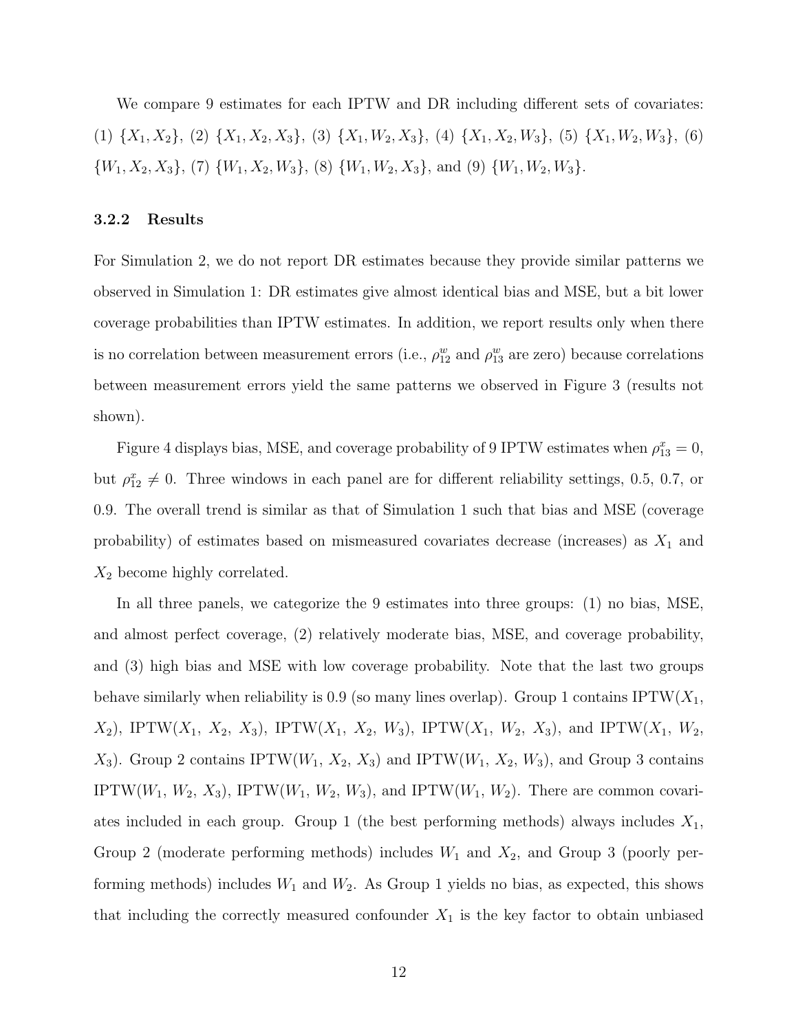We compare 9 estimates for each IPTW and DR including different sets of covariates: (1) $\{X_1, X_2\}$, (2) $\{X_1, X_2, X_3\}$, (3) $\{X_1, W_2, X_3\}$, (4) $\{X_1, X_2, W_3\}$, (5) $\{X_1, W_2, W_3\}$, (6) $\{W_1, X_2, X_3\}$, (7) $\{W_1, X_2, W_3\}$, (8) $\{W_1, W_2, X_3\}$, and (9) $\{W_1, W_2, W_3\}$.

### 3.2.2 Results

For Simulation 2, we do not report DR estimates because they provide similar patterns we observed in Simulation 1: DR estimates give almost identical bias and MSE, but a bit lower coverage probabilities than IPTW estimates. In addition, we report results only when there is no correlation between measurement errors (i.e., $\rho^w_{12}$ and $\rho^w_{13}$ are zero) because correlations between measurement errors yield the same patterns we observed in Figure 3 (results not shown).

Figure 4 displays bias, MSE, and coverage probability of 9 IPTW estimates when $\rho^x_{13} = 0$, but $\rho^x_{12} \neq 0$. Three windows in each panel are for different reliability settings, 0.5, 0.7, or 0.9. The overall trend is similar as that of Simulation 1 such that bias and MSE (coverage probability) of estimates based on mismeasured covariates decrease (increases) as $X_1$ and $X_2$ become highly correlated.

In all three panels, we categorize the 9 estimates into three groups: (1) no bias, MSE, and almost perfect coverage, (2) relatively moderate bias, MSE, and coverage probability, and (3) high bias and MSE with low coverage probability. Note that the last two groups behave similarly when reliability is 0.9 (so many lines overlap). Group 1 contains IPTW($X_1$, $X_2$), IPTW($X_1$, $X_2$, $X_3$), IPTW($X_1$, $X_2$, $W_3$), IPTW($X_1$, $W_2$, $X_3$), and IPTW($X_1$, $W_2$, $X_3$). Group 2 contains IPTW($W_1$, $X_2$, $X_3$) and IPTW($W_1$, $X_2$, $W_3$), and Group 3 contains IPTW($W_1$, $W_2$, $X_3$), IPTW($W_1$, $W_2$, $W_3$), and IPTW($W_1$, $W_2$). There are common covariates included in each group. Group 1 (the best performing methods) always includes $X_1$, Group 2 (moderate performing methods) includes $W_1$ and $X_2$, and Group 3 (poorly performing methods) includes $W_1$ and $W_2$. As Group 1 yields no bias, as expected, this shows that including the correctly measured confounder $X_1$ is the key factor to obtain unbiased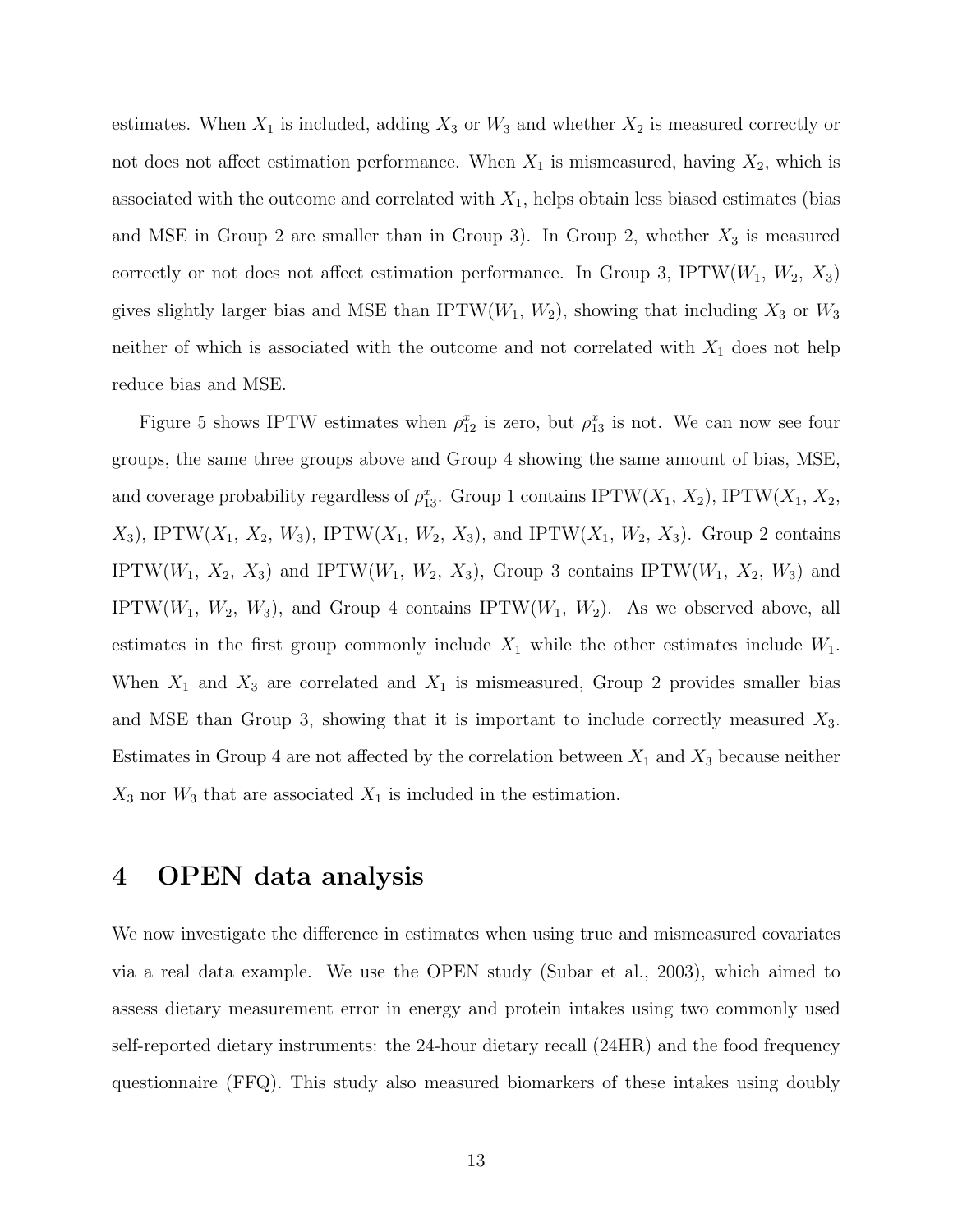estimates. When $X_1$ is included, adding $X_3$ or $W_3$ and whether $X_2$ is measured correctly or not does not affect estimation performance. When $X_1$ is mismeasured, having $X_2$, which is associated with the outcome and correlated with $X_1$, helps obtain less biased estimates (bias and MSE in Group 2 are smaller than in Group 3). In Group 2, whether $X_3$ is measured correctly or not does not affect estimation performance. In Group 3, IPTW($W_1$, $W_2$, $X_3$) gives slightly larger bias and MSE than IPTW($W_1$, $W_2$), showing that including $X_3$ or $W_3$ neither of which is associated with the outcome and not correlated with $X_1$ does not help reduce bias and MSE.

Figure 5 shows IPTW estimates when $\rho^x_{12}$ is zero, but $\rho^x_{13}$ is not. We can now see four groups, the same three groups above and Group 4 showing the same amount of bias, MSE, and coverage probability regardless of $\rho^x_{13}$. Group 1 contains IPTW($X_1$, $X_2$), IPTW($X_1$, $X_2$, $X_3$), IPTW($X_1$, $X_2$, $W_3$), IPTW($X_1$, $W_2$, $X_3$), and IPTW($X_1$, $W_2$, $X_3$). Group 2 contains IPTW($W_1$, $X_2$, $X_3$) and IPTW($W_1$, $W_2$, $X_3$), Group 3 contains IPTW($W_1$, $X_2$, $W_3$) and IPTW($W_1$, $W_2$, $W_3$), and Group 4 contains IPTW($W_1$, $W_2$). As we observed above, all estimates in the first group commonly include $X_1$ while the other estimates include $W_1$. When $X_1$ and $X_3$ are correlated and $X_1$ is mismeasured, Group 2 provides smaller bias and MSE than Group 3, showing that it is important to include correctly measured $X_3$. Estimates in Group 4 are not affected by the correlation between $X_1$ and $X_3$ because neither $X_3$ nor $W_3$ that are associated $X_1$ is included in the estimation.

# 4 OPEN data analysis

We now investigate the difference in estimates when using true and mismeasured covariates via a real data example. We use the OPEN study (Subar et al., 2003), which aimed to assess dietary measurement error in energy and protein intakes using two commonly used self-reported dietary instruments: the 24-hour dietary recall (24HR) and the food frequency questionnaire (FFQ). This study also measured biomarkers of these intakes using doubly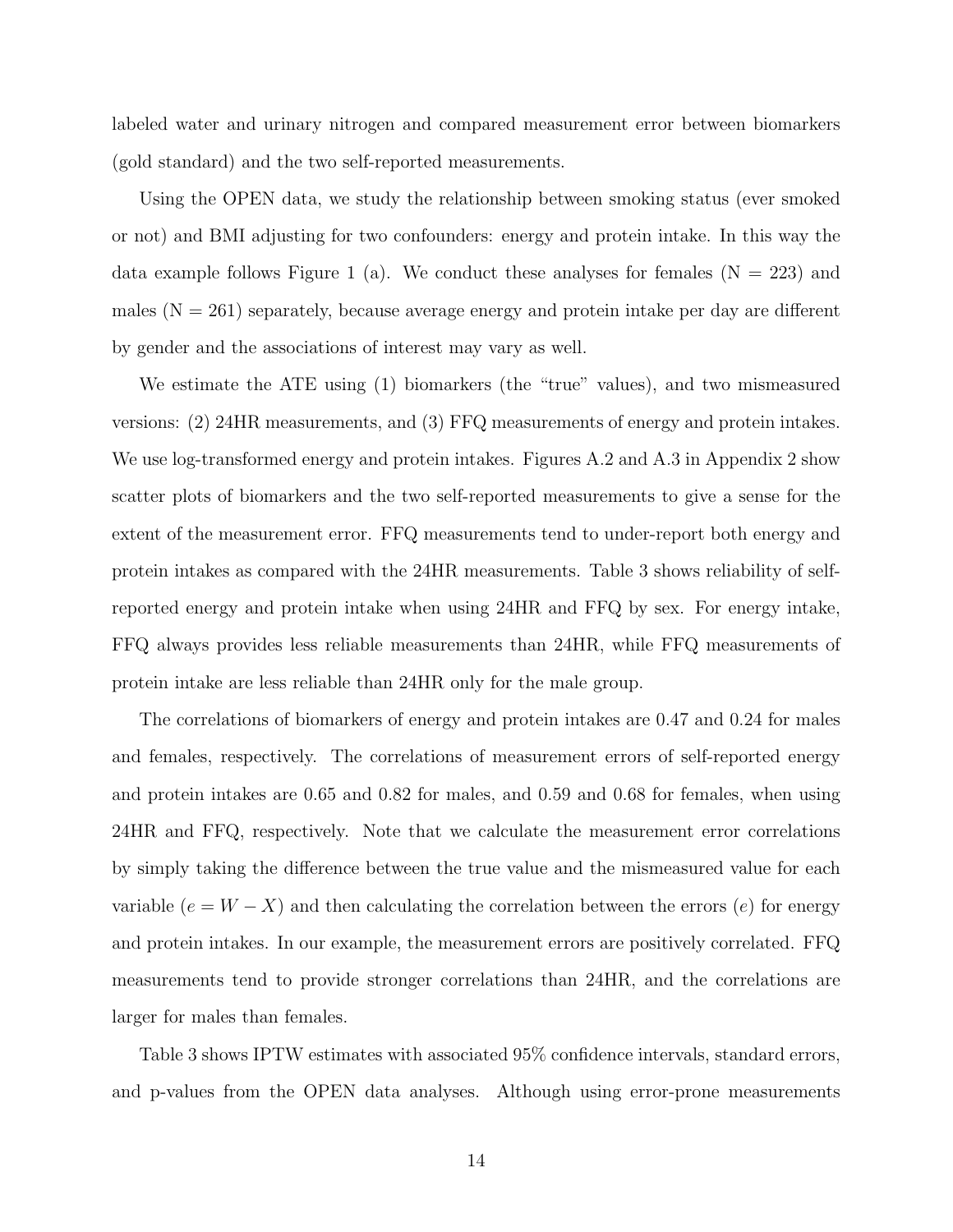labeled water and urinary nitrogen and compared measurement error between biomarkers (gold standard) and the two self-reported measurements.

Using the OPEN data, we study the relationship between smoking status (ever smoked or not) and BMI adjusting for two confounders: energy and protein intake. In this way the data example follows Figure 1 (a). We conduct these analyses for females (N = 223) and males (N = 261) separately, because average energy and protein intake per day are different by gender and the associations of interest may vary as well.

We estimate the ATE using (1) biomarkers (the "true" values), and two mismeasured versions: (2) 24HR measurements, and (3) FFQ measurements of energy and protein intakes. We use log-transformed energy and protein intakes. Figures A.2 and A.3 in Appendix 2 show scatter plots of biomarkers and the two self-reported measurements to give a sense for the extent of the measurement error. FFQ measurements tend to under-report both energy and protein intakes as compared with the 24HR measurements. Table 3 shows reliability of self-reported energy and protein intake when using 24HR and FFQ by sex. For energy intake, FFQ always provides less reliable measurements than 24HR, while FFQ measurements of protein intake are less reliable than 24HR only for the male group.

The correlations of biomarkers of energy and protein intakes are 0.47 and 0.24 for males and females, respectively. The correlations of measurement errors of self-reported energy and protein intakes are 0.65 and 0.82 for males, and 0.59 and 0.68 for females, when using 24HR and FFQ, respectively. Note that we calculate the measurement error correlations by simply taking the difference between the true value and the mismeasured value for each variable ($e = W - X$) and then calculating the correlation between the errors ($e$) for energy and protein intakes. In our example, the measurement errors are positively correlated. FFQ measurements tend to provide stronger correlations than 24HR, and the correlations are larger for males than females.

Table 3 shows IPTW estimates with associated 95% confidence intervals, standard errors, and p-values from the OPEN data analyses. Although using error-prone measurements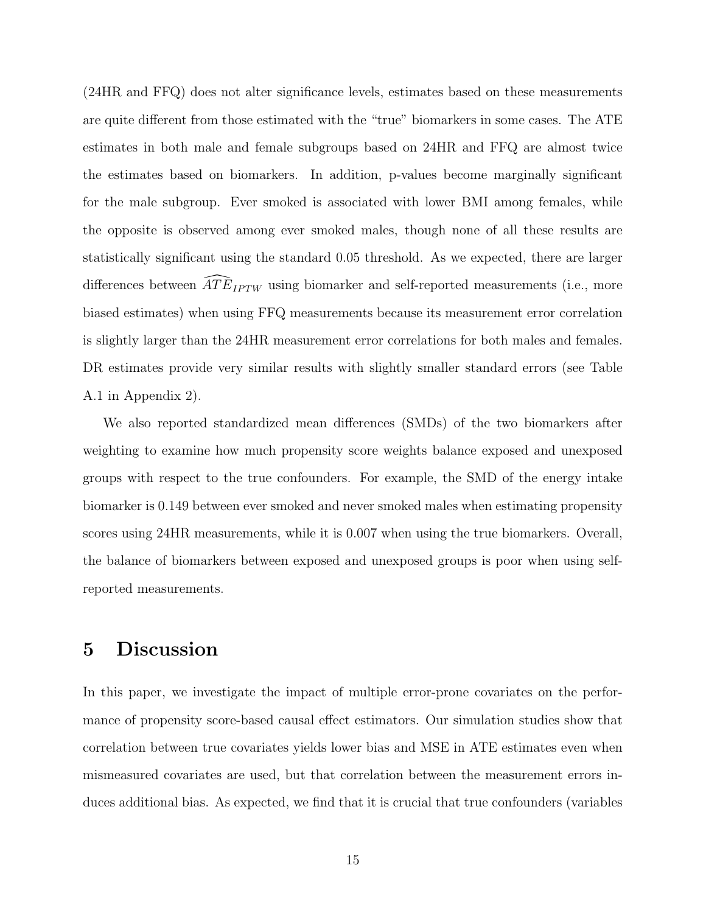(24HR and FFQ) does not alter significance levels, estimates based on these measurements are quite different from those estimated with the "true" biomarkers in some cases. The ATE estimates in both male and female subgroups based on 24HR and FFQ are almost twice the estimates based on biomarkers. In addition, p-values become marginally significant for the male subgroup. Ever smoked is associated with lower BMI among females, while the opposite is observed among ever smoked males, though none of all these results are statistically significant using the standard 0.05 threshold. As we expected, there are larger differences between $\widehat{ATE}_{IPTW}$ using biomarker and self-reported measurements (i.e., more biased estimates) when using FFQ measurements because its measurement error correlation is slightly larger than the 24HR measurement error correlations for both males and females. DR estimates provide very similar results with slightly smaller standard errors (see Table A.1 in Appendix 2).

We also reported standardized mean differences (SMDs) of the two biomarkers after weighting to examine how much propensity score weights balance exposed and unexposed groups with respect to the true confounders. For example, the SMD of the energy intake biomarker is 0.149 between ever smoked and never smoked males when estimating propensity scores using 24HR measurements, while it is 0.007 when using the true biomarkers. Overall, the balance of biomarkers between exposed and unexposed groups is poor when using self-reported measurements.

# 5 Discussion

In this paper, we investigate the impact of multiple error-prone covariates on the performance of propensity score-based causal effect estimators. Our simulation studies show that correlation between true covariates yields lower bias and MSE in ATE estimates even when mismeasured covariates are used, but that correlation between the measurement errors induces additional bias. As expected, we find that it is crucial that true confounders (variables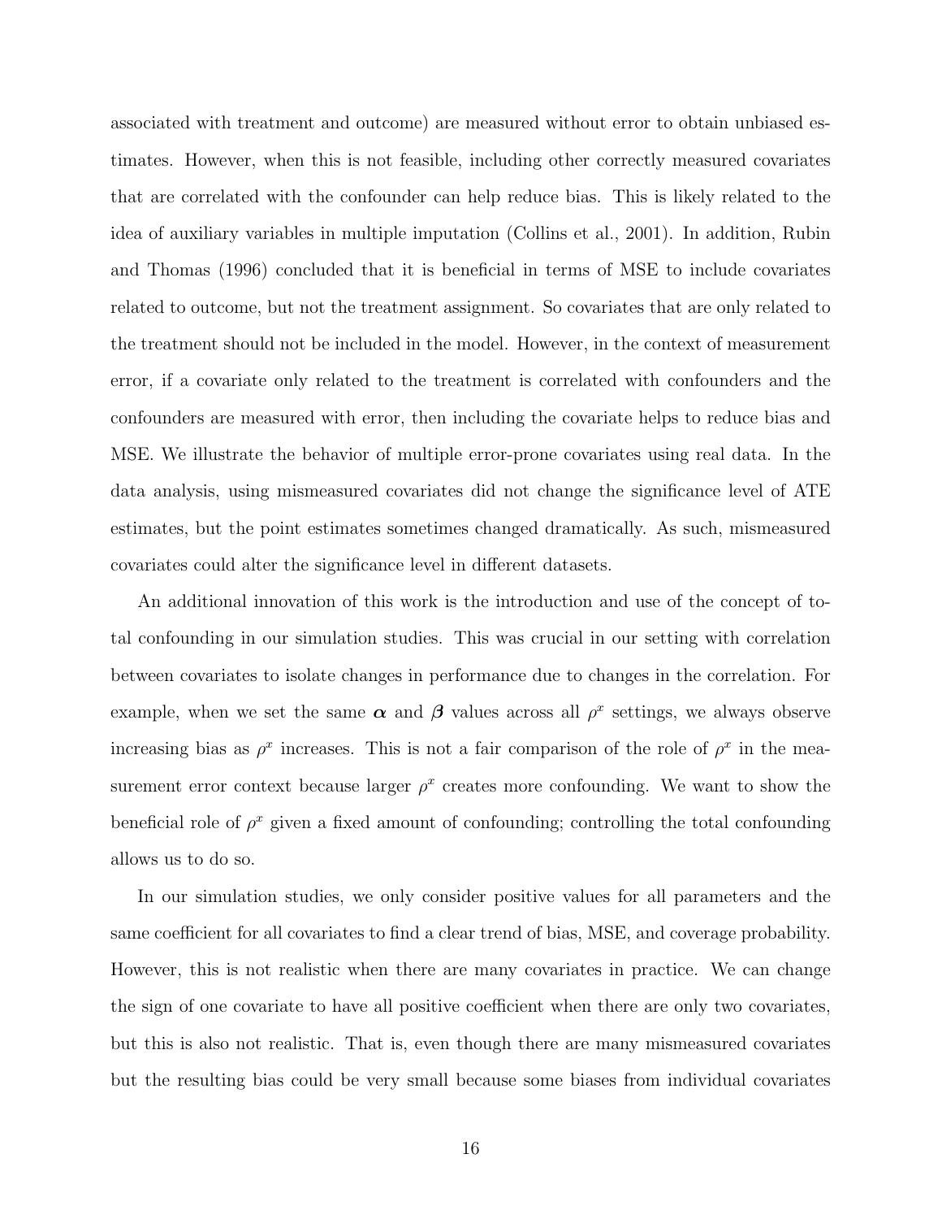associated with treatment and outcome) are measured without error to obtain unbiased estimates. However, when this is not feasible, including other correctly measured covariates that are correlated with the confounder can help reduce bias. This is likely related to the idea of auxiliary variables in multiple imputation (Collins et al., 2001). In addition, Rubin and Thomas (1996) concluded that it is beneficial in terms of MSE to include covariates related to outcome, but not the treatment assignment. So covariates that are only related to the treatment should not be included in the model. However, in the context of measurement error, if a covariate only related to the treatment is correlated with confounders and the confounders are measured with error, then including the covariate helps to reduce bias and MSE. We illustrate the behavior of multiple error-prone covariates using real data. In the data analysis, using mismeasured covariates did not change the significance level of ATE estimates, but the point estimates sometimes changed dramatically. As such, mismeasured covariates could alter the significance level in different datasets.

An additional innovation of this work is the introduction and use of the concept of total confounding in our simulation studies. This was crucial in our setting with correlation between covariates to isolate changes in performance due to changes in the correlation. For example, when we set the same $\boldsymbol{\alpha}$ and $\boldsymbol{\beta}$ values across all $\rho^x$ settings, we always observe increasing bias as $\rho^x$ increases. This is not a fair comparison of the role of $\rho^x$ in the measurement error context because larger $\rho^x$ creates more confounding. We want to show the beneficial role of $\rho^x$ given a fixed amount of confounding; controlling the total confounding allows us to do so.

In our simulation studies, we only consider positive values for all parameters and the same coefficient for all covariates to find a clear trend of bias, MSE, and coverage probability. However, this is not realistic when there are many covariates in practice. We can change the sign of one covariate to have all positive coefficient when there are only two covariates, but this is also not realistic. That is, even though there are many mismeasured covariates but the resulting bias could be very small because some biases from individual covariates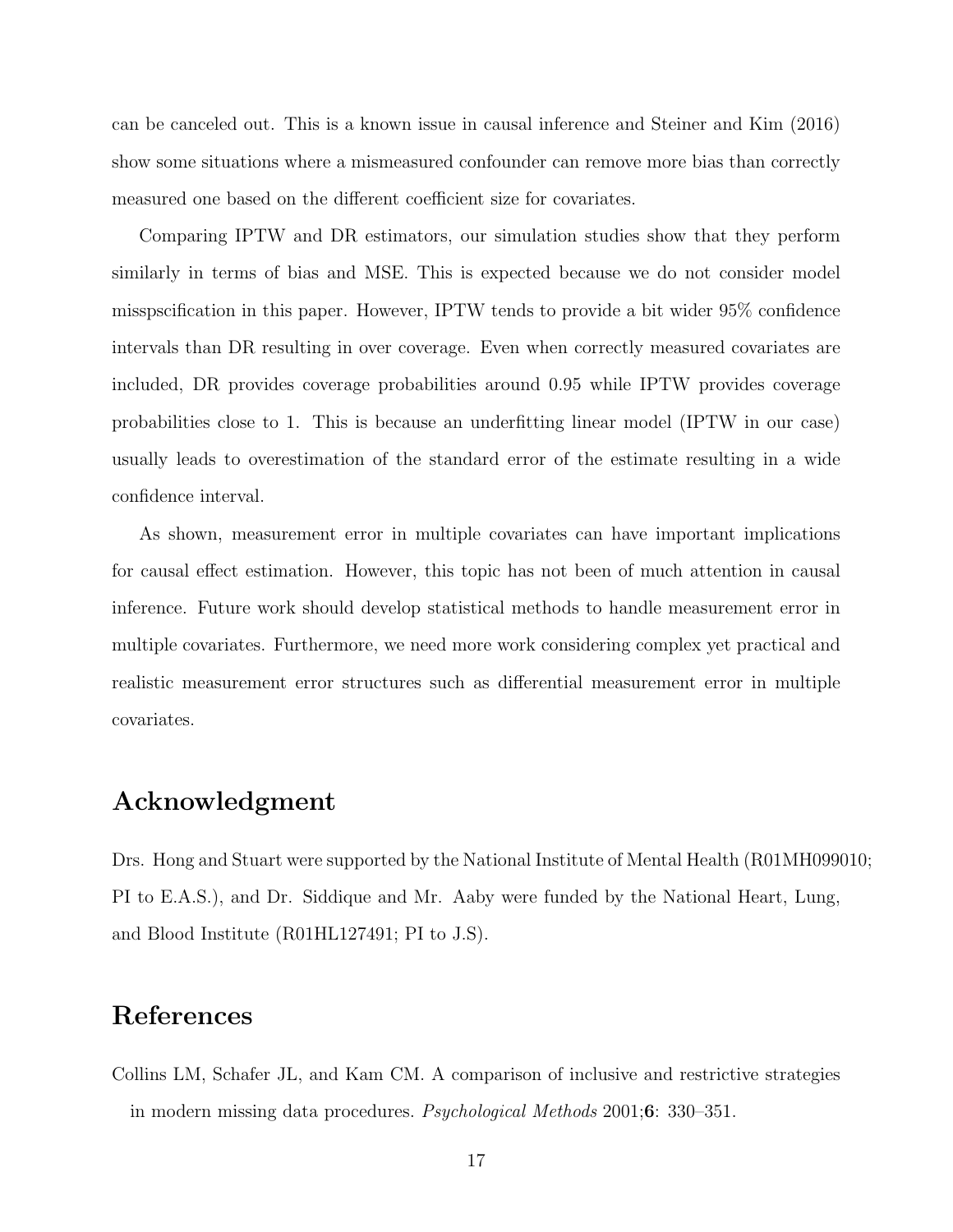can be canceled out. This is a known issue in causal inference and Steiner and Kim (2016) show some situations where a mismeasured confounder can remove more bias than correctly measured one based on the different coefficient size for covariates.

Comparing IPTW and DR estimators, our simulation studies show that they perform similarly in terms of bias and MSE. This is expected because we do not consider model misspscification in this paper. However, IPTW tends to provide a bit wider 95% confidence intervals than DR resulting in over coverage. Even when correctly measured covariates are included, DR provides coverage probabilities around 0.95 while IPTW provides coverage probabilities close to 1. This is because an underfitting linear model (IPTW in our case) usually leads to overestimation of the standard error of the estimate resulting in a wide confidence interval.

As shown, measurement error in multiple covariates can have important implications for causal effect estimation. However, this topic has not been of much attention in causal inference. Future work should develop statistical methods to handle measurement error in multiple covariates. Furthermore, we need more work considering complex yet practical and realistic measurement error structures such as differential measurement error in multiple covariates.

## Acknowledgment

Drs. Hong and Stuart were supported by the National Institute of Mental Health (R01MH099010; PI to E.A.S.), and Dr. Siddique and Mr. Aaby were funded by the National Heart, Lung, and Blood Institute (R01HL127491; PI to J.S).

## References

Collins LM, Schafer JL, and Kam CM. A comparison of inclusive and restrictive strategies in modern missing data procedures. *Psychological Methods* 2001;**6**: 330–351.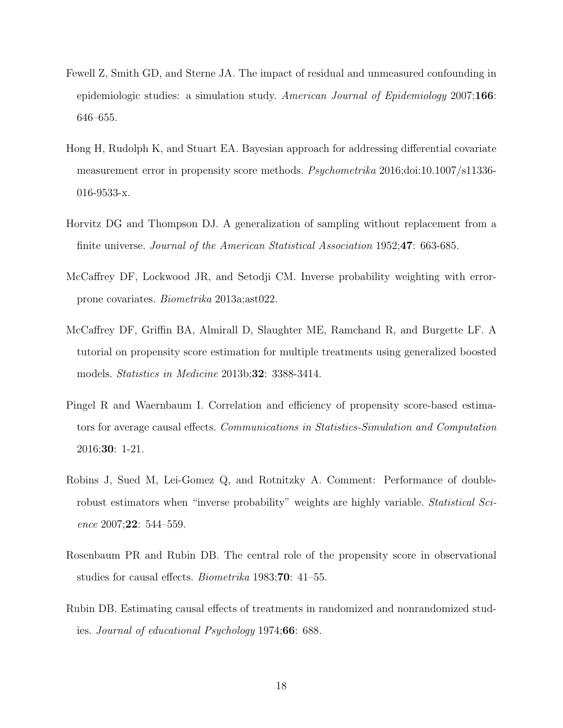Fewell Z, Smith GD, and Sterne JA. The impact of residual and unmeasured confounding in epidemiologic studies: a simulation study. *American Journal of Epidemiology* 2007;**166**: 646–655.

Hong H, Rudolph K, and Stuart EA. Bayesian approach for addressing differential covariate measurement error in propensity score methods. *Psychometrika* 2016;doi:10.1007/s11336-016-9533-x.

Horvitz DG and Thompson DJ. A generalization of sampling without replacement from a finite universe. *Journal of the American Statistical Association* 1952;**47**: 663-685.

McCaffrey DF, Lockwood JR, and Setodji CM. Inverse probability weighting with error-prone covariates. *Biometrika* 2013a;ast022.

McCaffrey DF, Griffin BA, Almirall D, Slaughter ME, Ramchand R, and Burgette LF. A tutorial on propensity score estimation for multiple treatments using generalized boosted models. *Statistics in Medicine* 2013b;**32**: 3388-3414.

Pingel R and Waernbaum I. Correlation and efficiency of propensity score-based estimators for average causal effects. *Communications in Statistics-Simulation and Computation* 2016;**30**: 1-21.

Robins J, Sued M, Lei-Gomez Q, and Rotnitzky A. Comment: Performance of double-robust estimators when "inverse probability" weights are highly variable. *Statistical Science* 2007;**22**: 544–559.

Rosenbaum PR and Rubin DB. The central role of the propensity score in observational studies for causal effects. *Biometrika* 1983;**70**: 41–55.

Rubin DB. Estimating causal effects of treatments in randomized and nonrandomized studies. *Journal of educational Psychology* 1974;**66**: 688.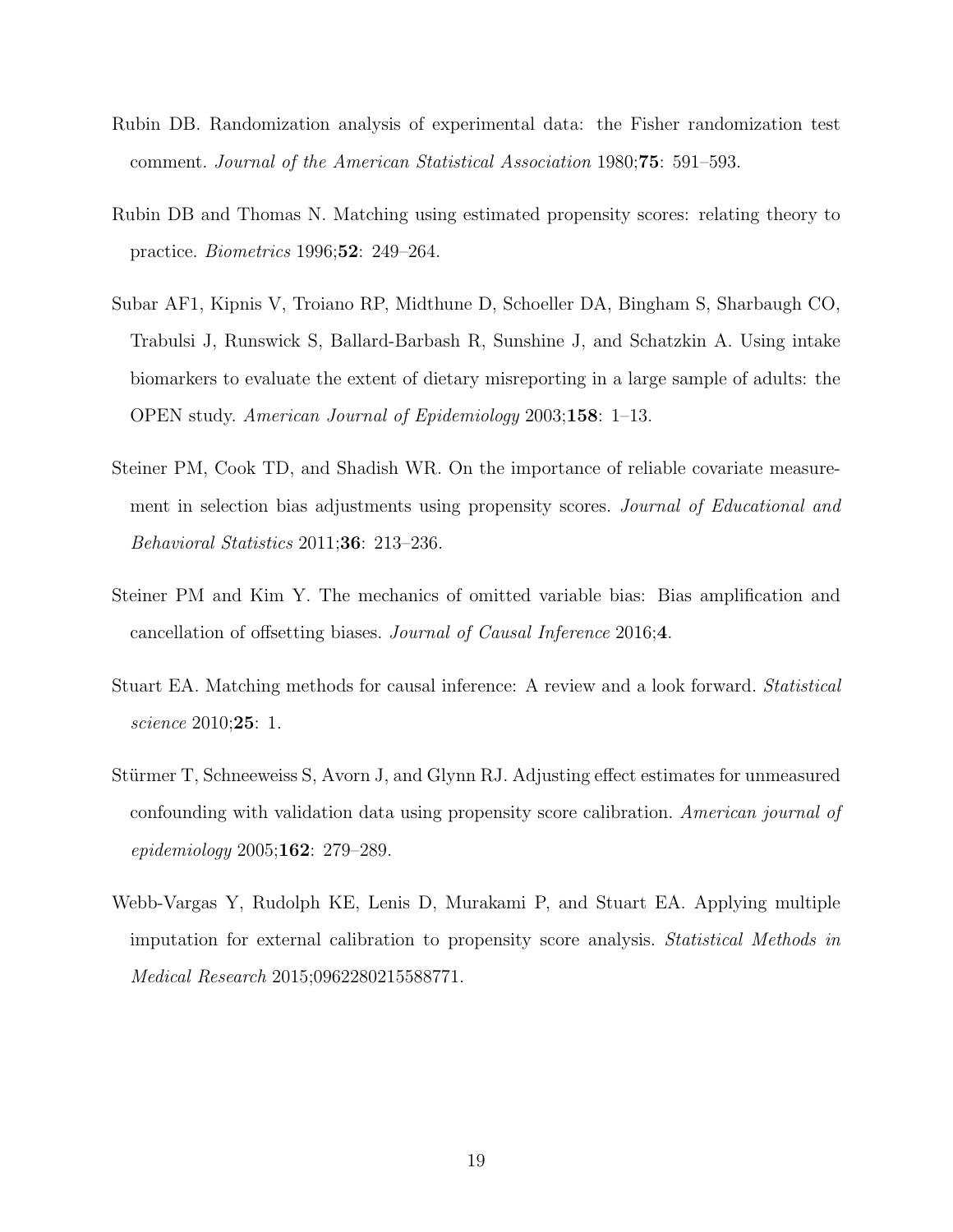Rubin DB. Randomization analysis of experimental data: the Fisher randomization test comment. *Journal of the American Statistical Association* 1980;**75**: 591–593.

Rubin DB and Thomas N. Matching using estimated propensity scores: relating theory to practice. *Biometrics* 1996;**52**: 249–264.

Subar AF1, Kipnis V, Troiano RP, Midthune D, Schoeller DA, Bingham S, Sharbaugh CO, Trabulsi J, Runswick S, Ballard-Barbash R, Sunshine J, and Schatzkin A. Using intake biomarkers to evaluate the extent of dietary misreporting in a large sample of adults: the OPEN study. *American Journal of Epidemiology* 2003;**158**: 1–13.

Steiner PM, Cook TD, and Shadish WR. On the importance of reliable covariate measurement in selection bias adjustments using propensity scores. *Journal of Educational and Behavioral Statistics* 2011;**36**: 213–236.

Steiner PM and Kim Y. The mechanics of omitted variable bias: Bias amplification and cancellation of offsetting biases. *Journal of Causal Inference* 2016;**4**.

Stuart EA. Matching methods for causal inference: A review and a look forward. *Statistical science* 2010;**25**: 1.

Stürmer T, Schneeweiss S, Avorn J, and Glynn RJ. Adjusting effect estimates for unmeasured confounding with validation data using propensity score calibration. *American journal of epidemiology* 2005;**162**: 279–289.

Webb-Vargas Y, Rudolph KE, Lenis D, Murakami P, and Stuart EA. Applying multiple imputation for external calibration to propensity score analysis. *Statistical Methods in Medical Research* 2015;0962280215588771.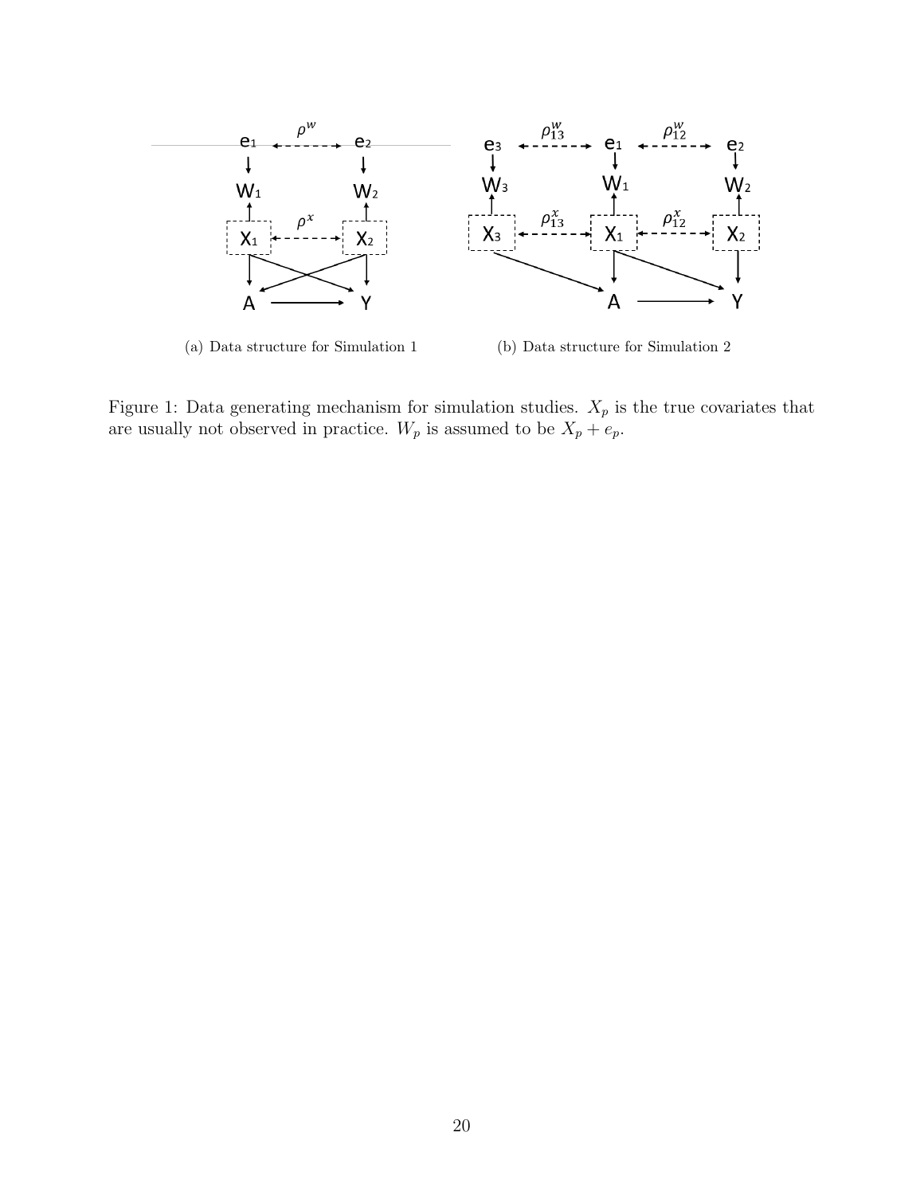(a) Data structure for Simulation 1

(b) Data structure for Simulation 2

Figure 1: Data generating mechanism for simulation studies. $X_p$ is the true covariates that are usually not observed in practice. $W_p$ is assumed to be $X_p + e_p$.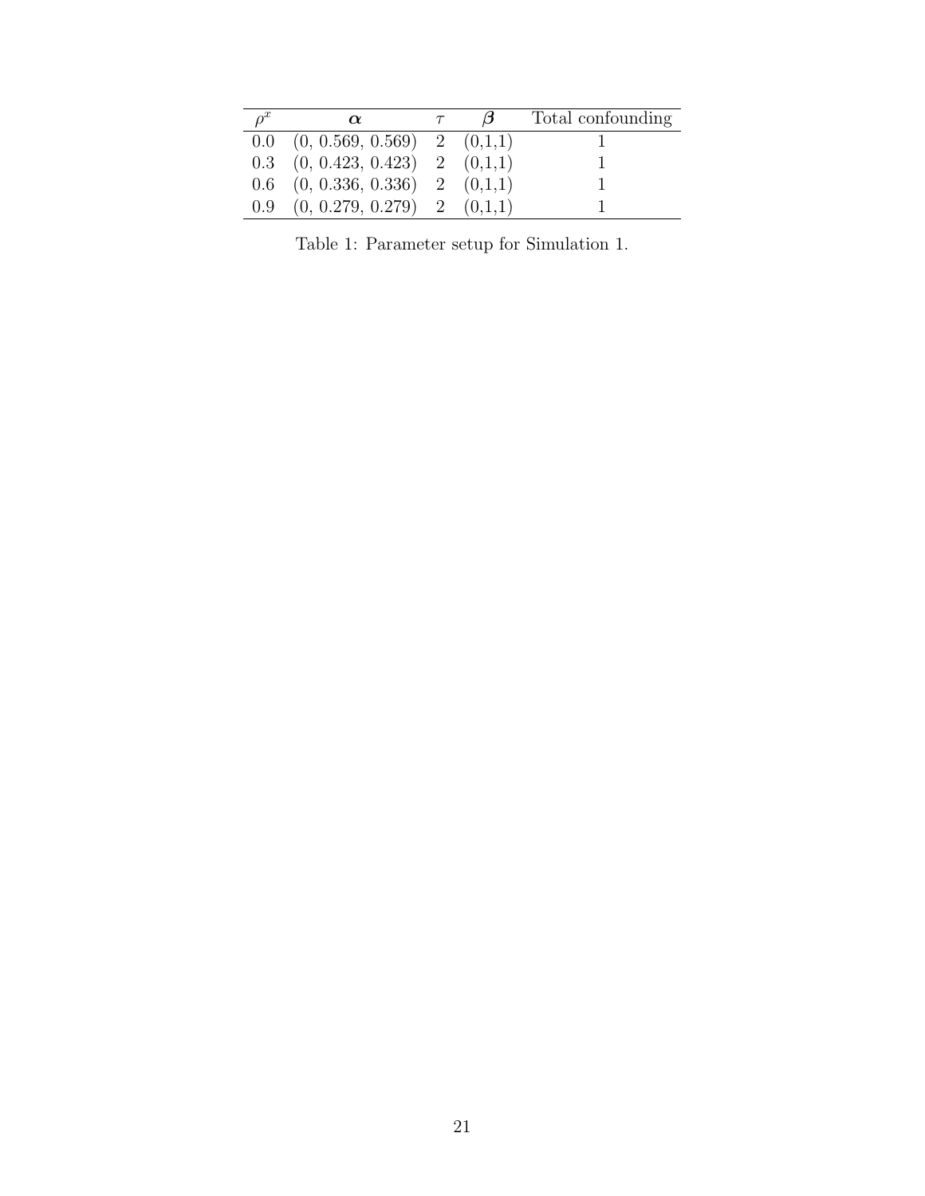| $\rho^x$ | $\boldsymbol{\alpha}$ | $\tau$ | $\boldsymbol{\beta}$ | Total confounding |
|---|---|---|---|---|
| 0.0 | (0, 0.569, 0.569) | 2 | (0,1,1) | 1 |
| 0.3 | (0, 0.423, 0.423) | 2 | (0,1,1) | 1 |
| 0.6 | (0, 0.336, 0.336) | 2 | (0,1,1) | 1 |
| 0.9 | (0, 0.279, 0.279) | 2 | (0,1,1) | 1 |

Table 1: Parameter setup for Simulation 1.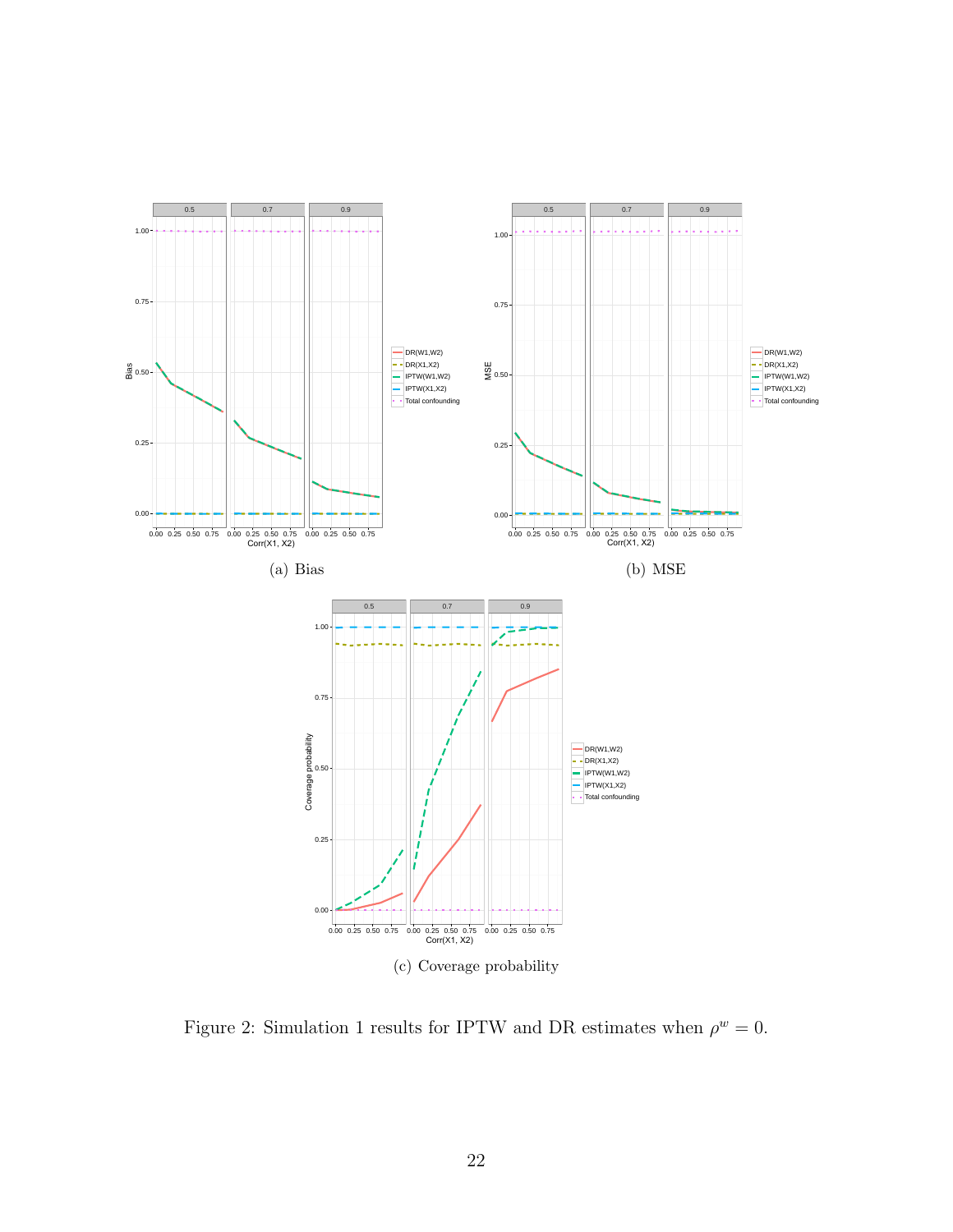(a) Bias

(b) MSE

(c) Coverage probability

Figure 2: Simulation 1 results for IPTW and DR estimates when $\rho^w = 0$.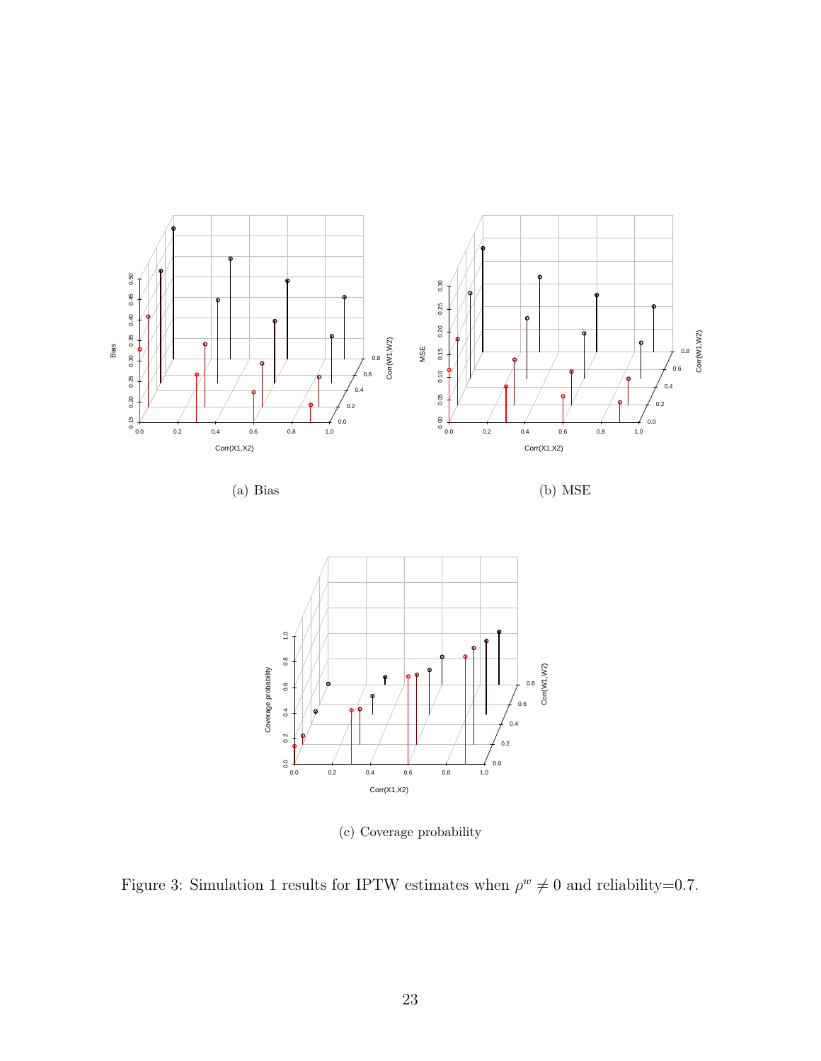(a) Bias

(b) MSE

(c) Coverage probability

Figure 3: Simulation 1 results for IPTW estimates when $\rho^w \neq 0$ and reliability=0.7.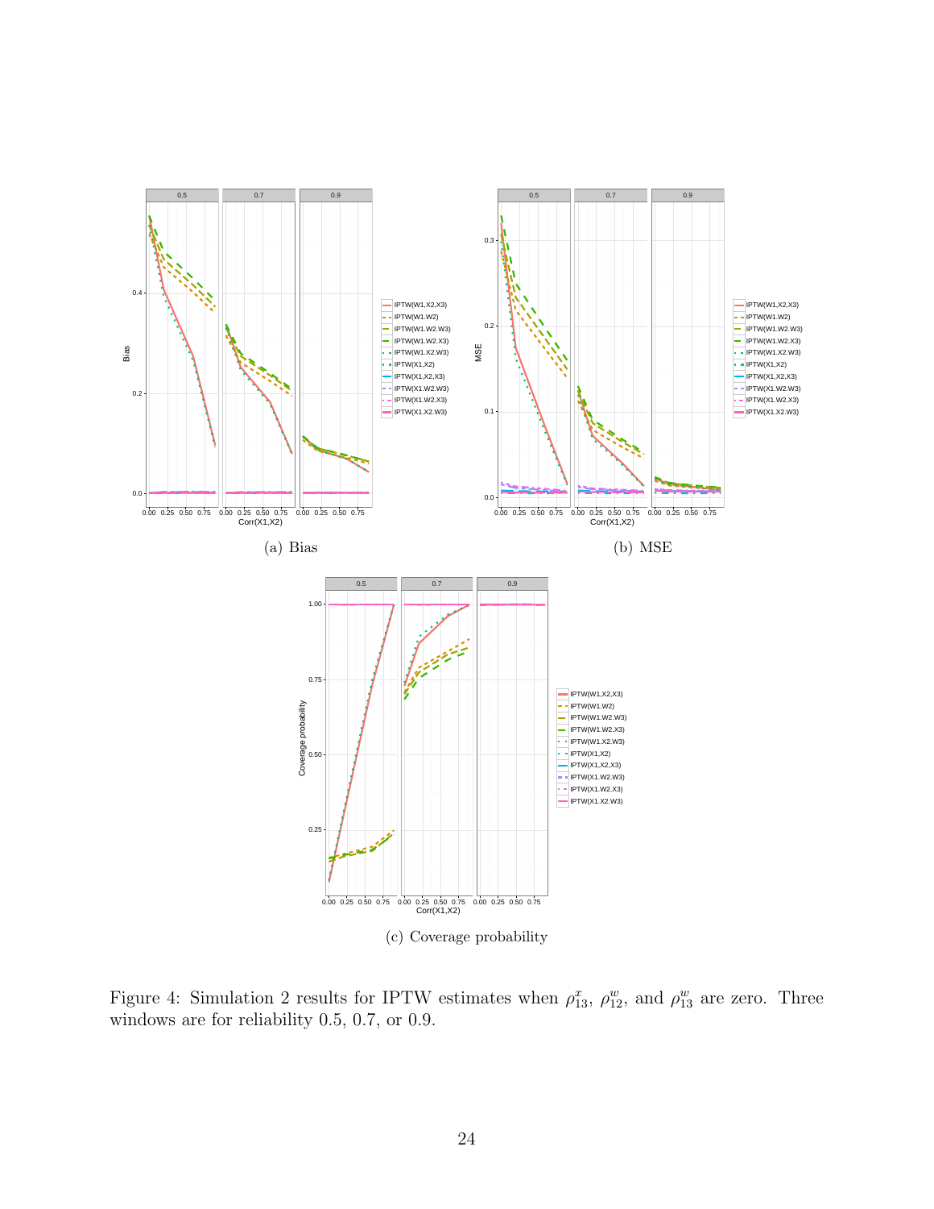(a) Bias

(b) MSE

(c) Coverage probability

Figure 4: Simulation 2 results for IPTW estimates when $\rho^x_{13}$, $\rho^w_{12}$, and $\rho^w_{13}$ are zero. Three windows are for reliability 0.5, 0.7, or 0.9.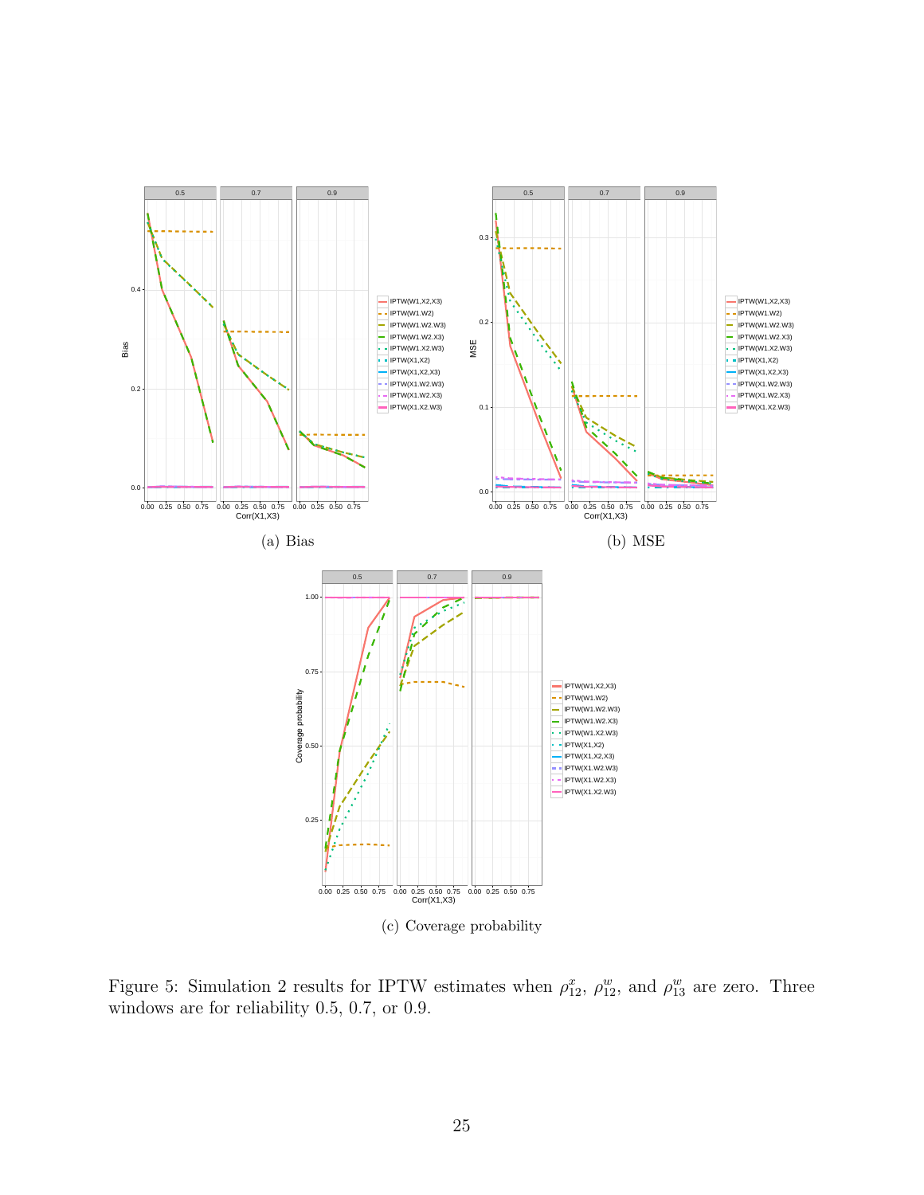(a) Bias

(b) MSE

(c) Coverage probability

Figure 5: Simulation 2 results for IPTW estimates when $\rho_{12}^{x}$, $\rho_{12}^{w}$, and $\rho_{13}^{w}$ are zero. Three windows are for reliability 0.5, 0.7, or 0.9.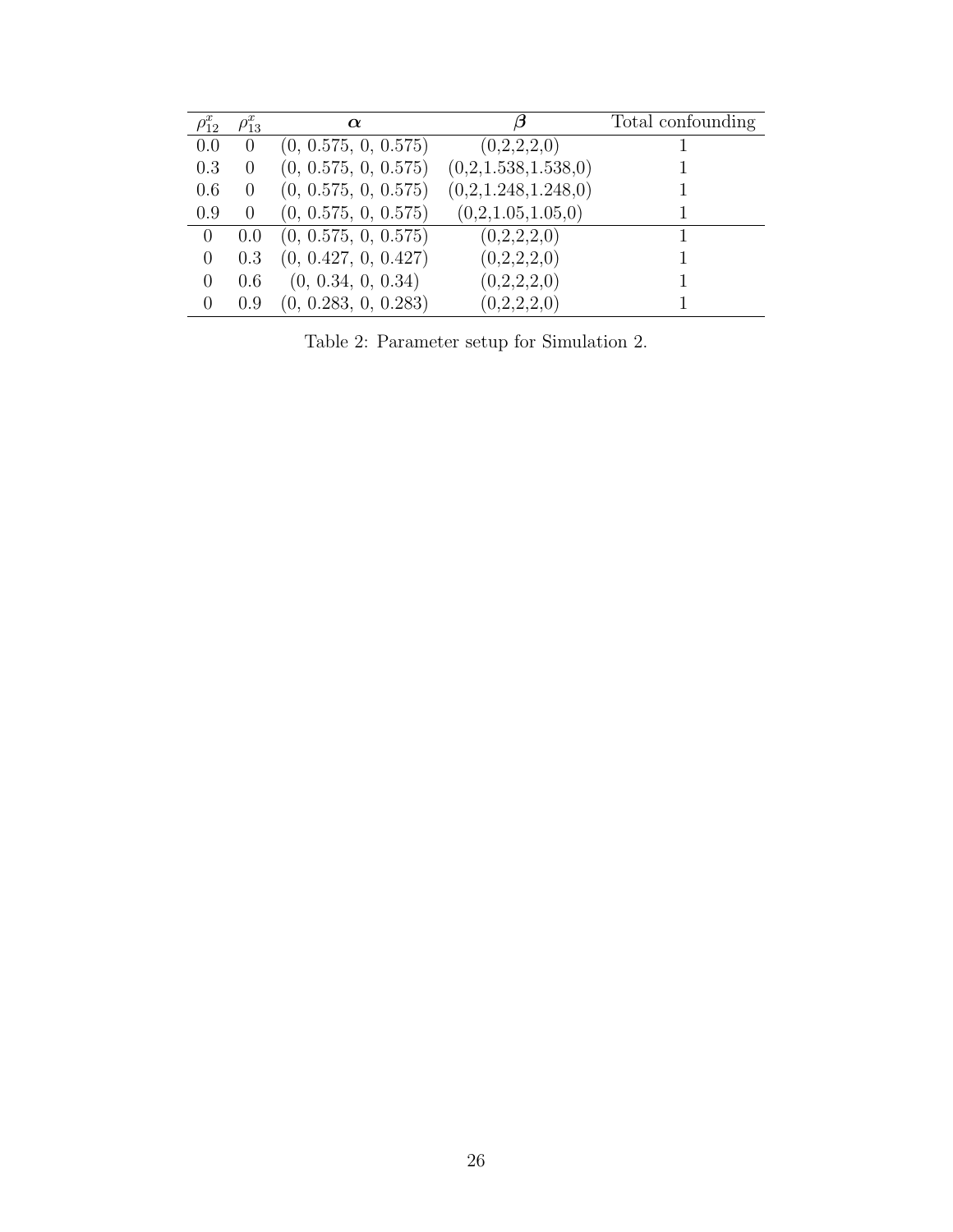| $\rho_{12}^x$ | $\rho_{13}^x$ | $\boldsymbol{\alpha}$ | $\boldsymbol{\beta}$ | Total confounding |
|---|---|---|---|---|
| 0.0 | 0 | (0, 0.575, 0, 0.575) | (0,2,2,2,0) | 1 |
| 0.3 | 0 | (0, 0.575, 0, 0.575) | (0,2,1.538,1.538,0) | 1 |
| 0.6 | 0 | (0, 0.575, 0, 0.575) | (0,2,1.248,1.248,0) | 1 |
| 0.9 | 0 | (0, 0.575, 0, 0.575) | (0,2,1.05,1.05,0) | 1 |
| 0 | 0.0 | (0, 0.575, 0, 0.575) | (0,2,2,2,0) | 1 |
| 0 | 0.3 | (0, 0.427, 0, 0.427) | (0,2,2,2,0) | 1 |
| 0 | 0.6 | (0, 0.34, 0, 0.34) | (0,2,2,2,0) | 1 |
| 0 | 0.9 | (0, 0.283, 0, 0.283) | (0,2,2,2,0) | 1 |

Table 2: Parameter setup for Simulation 2.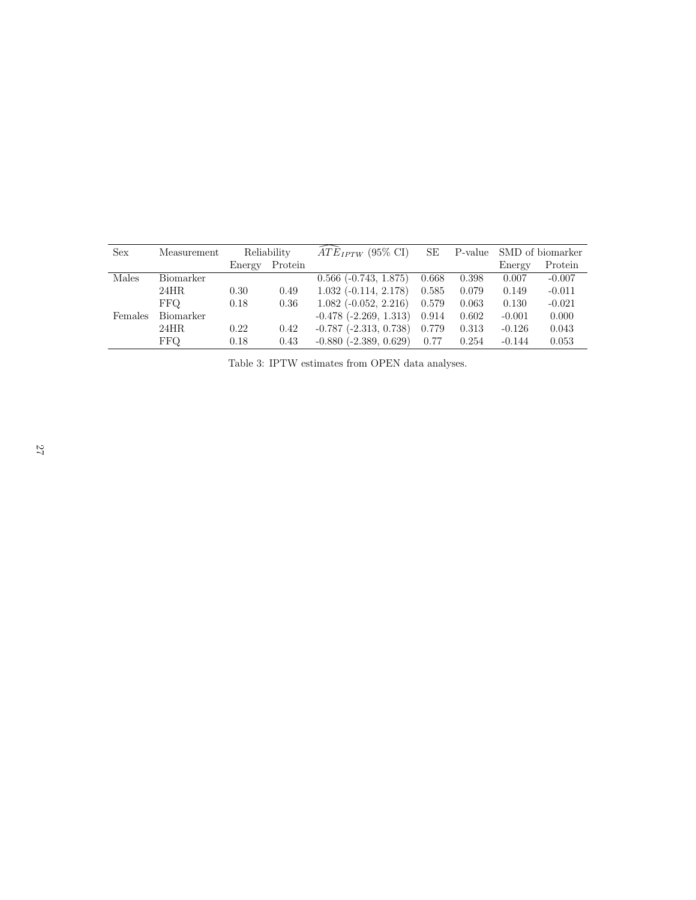| Sex | Measurement | Reliability | | $\widehat{ATE}_{IPTW}$ (95% CI) | SE | P-value | SMD of biomarker | |
|---|---|---|---|---|---|---|---|---|
| | | Energy | Protein | | | | Energy | Protein |
| Males | Biomarker | | | 0.566 (-0.743, 1.875) | 0.668 | 0.398 | 0.007 | -0.007 |
| | 24HR | 0.30 | 0.49 | 1.032 (-0.114, 2.178) | 0.585 | 0.079 | 0.149 | -0.011 |
| | FFQ | 0.18 | 0.36 | 1.082 (-0.052, 2.216) | 0.579 | 0.063 | 0.130 | -0.021 |
| Females | Biomarker | | | -0.478 (-2.269, 1.313) | 0.914 | 0.602 | -0.001 | 0.000 |
| | 24HR | 0.22 | 0.42 | -0.787 (-2.313, 0.738) | 0.779 | 0.313 | -0.126 | 0.043 |
| | FFQ | 0.18 | 0.43 | -0.880 (-2.389, 0.629) | 0.77 | 0.254 | -0.144 | 0.053 |

Table 3: IPTW estimates from OPEN data analyses.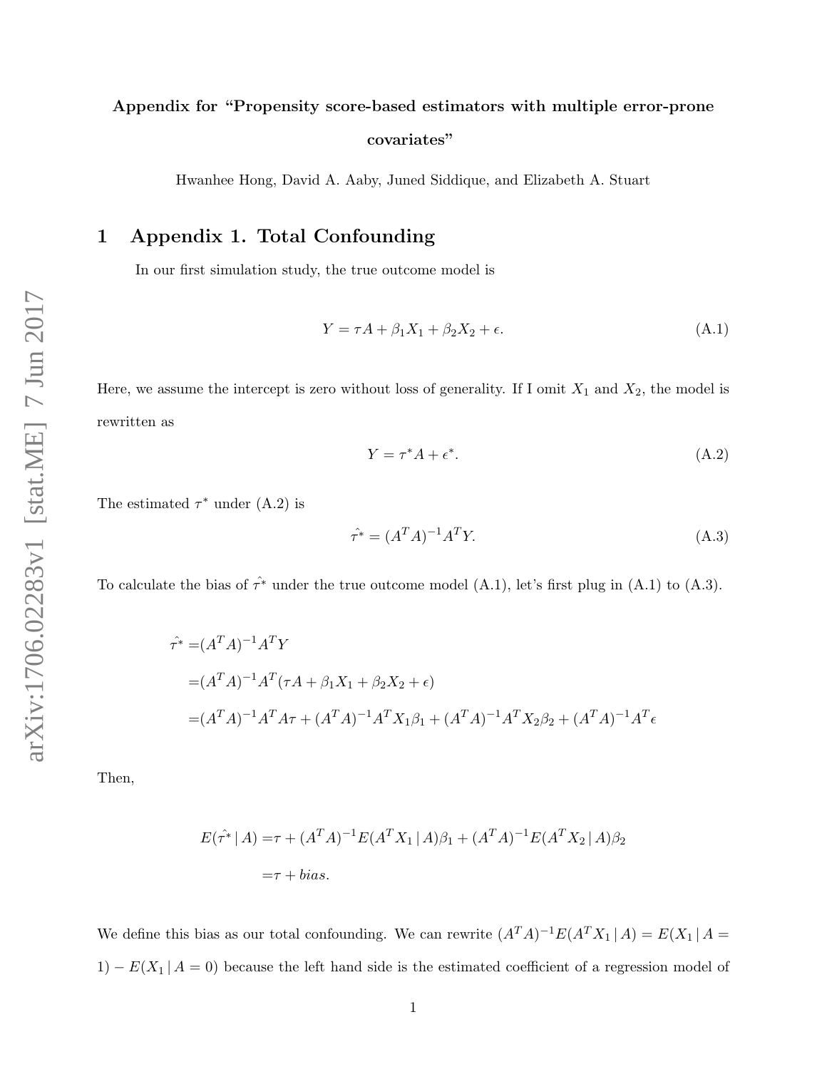# Appendix for "Propensity score-based estimators with multiple error-prone covariates"

Hwanhee Hong, David A. Aaby, Juned Siddique, and Elizabeth A. Stuart

## 1 Appendix 1. Total Confounding

In our first simulation study, the true outcome model is

$$Y = \tau A + \beta_1 X_1 + \beta_2 X_2 + \epsilon. \tag{A.1}$$

Here, we assume the intercept is zero without loss of generality. If I omit $X_1$ and $X_2$, the model is rewritten as

$$Y = \tau^* A + \epsilon^*. \tag{A.2}$$

The estimated $\tau^*$ under (A.2) is

$$\hat{\tau^*} = (A^T A)^{-1} A^T Y. \tag{A.3}$$

To calculate the bias of $\hat{\tau^*}$ under the true outcome model (A.1), let's first plug in (A.1) to (A.3).

$$\begin{aligned}
\hat{\tau^*} =& (A^T A)^{-1} A^T Y \\
=& (A^T A)^{-1} A^T (\tau A + \beta_1 X_1 + \beta_2 X_2 + \epsilon) \\
=& (A^T A)^{-1} A^T A \tau + (A^T A)^{-1} A^T X_1 \beta_1 + (A^T A)^{-1} A^T X_2 \beta_2 + (A^T A)^{-1} A^T \epsilon
\end{aligned}$$

Then,

$$\begin{aligned}
E(\hat{\tau^*} \mid A) =& \tau + (A^T A)^{-1} E(A^T X_1 \mid A) \beta_1 + (A^T A)^{-1} E(A^T X_2 \mid A) \beta_2 \\
=& \tau + bias.
\end{aligned}$$

We define this bias as our total confounding. We can rewrite $(A^T A)^{-1} E(A^T X_1 \mid A) = E(X_1 \mid A = 1) - E(X_1 \mid A = 0)$ because the left hand side is the estimated coefficient of a regression model of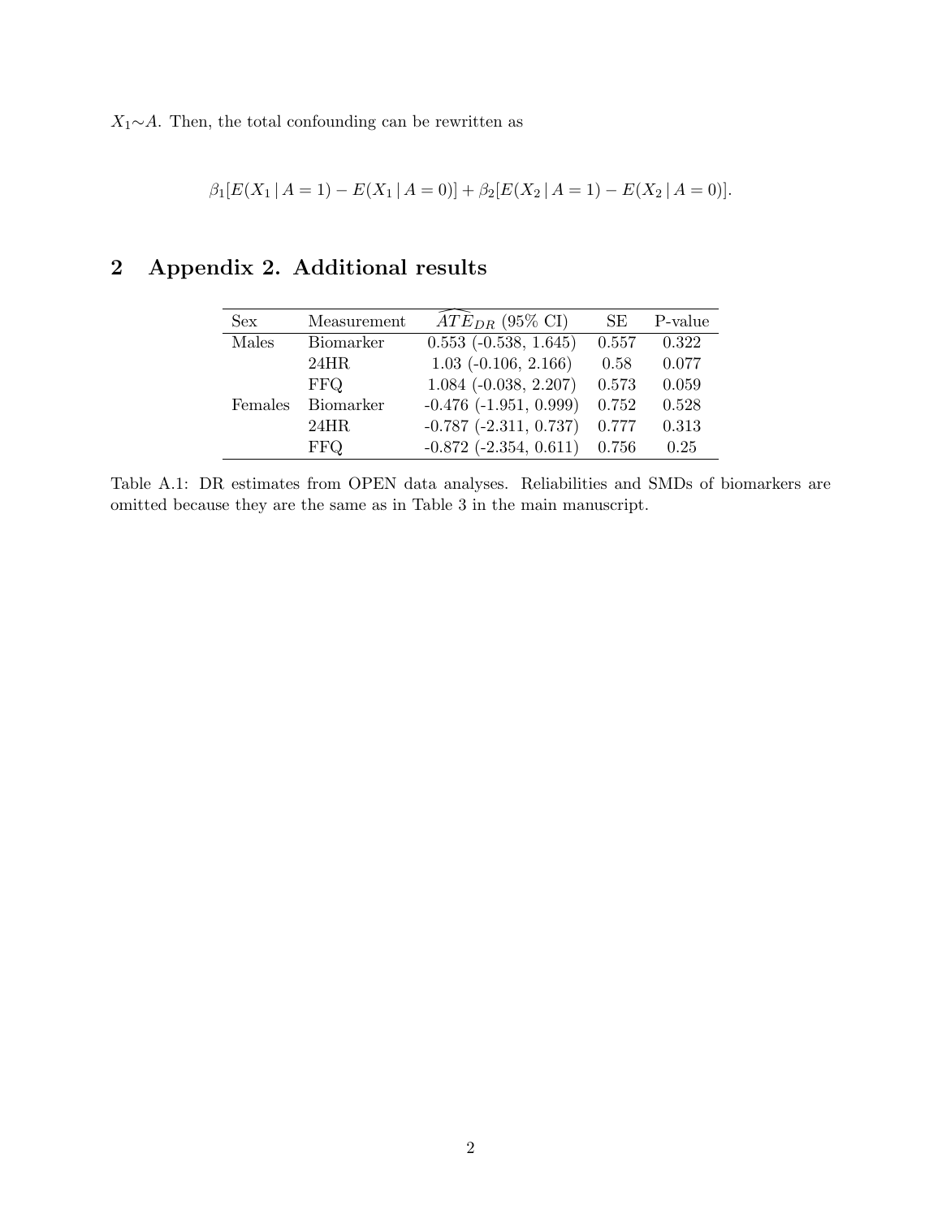$X_1 \sim A$. Then, the total confounding can be rewritten as

$$\beta_1[E(X_1 \mid A = 1) - E(X_1 \mid A = 0)] + \beta_2[E(X_2 \mid A = 1) - E(X_2 \mid A = 0)].$$

## 2 Appendix 2. Additional results

| Sex | Measurement | $\widehat{ATE}_{DR}$ (95% CI) | SE | P-value |
|---|---|---|---|---|
| Males | Biomarker | 0.553 (-0.538, 1.645) | 0.557 | 0.322 |
| | 24HR | 1.03 (-0.106, 2.166) | 0.58 | 0.077 |
| | FFQ | 1.084 (-0.038, 2.207) | 0.573 | 0.059 |
| Females | Biomarker | -0.476 (-1.951, 0.999) | 0.752 | 0.528 |
| | 24HR | -0.787 (-2.311, 0.737) | 0.777 | 0.313 |
| | FFQ | -0.872 (-2.354, 0.611) | 0.756 | 0.25 |

Table A.1: DR estimates from OPEN data analyses. Reliabilities and SMDs of biomarkers are omitted because they are the same as in Table 3 in the main manuscript.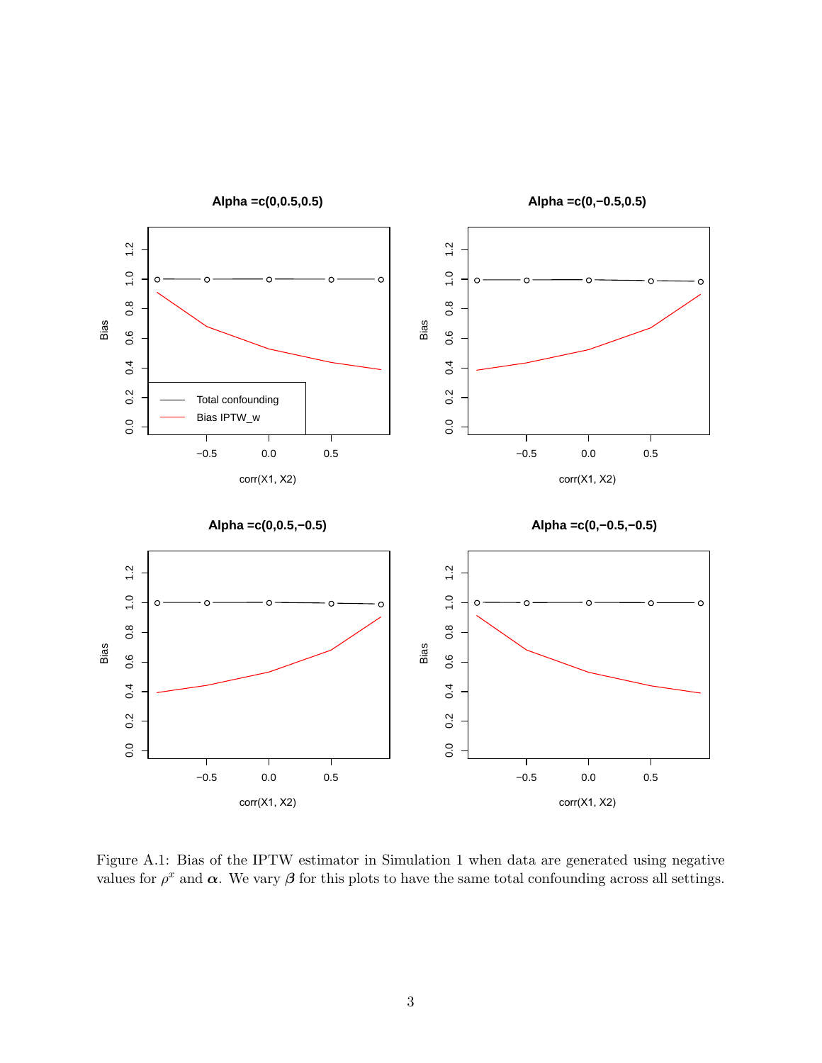Figure A.1: Bias of the IPTW estimator in Simulation 1 when data are generated using negative values for $\rho^x$ and $\boldsymbol{\alpha}$. We vary $\boldsymbol{\beta}$ for this plots to have the same total confounding across all settings.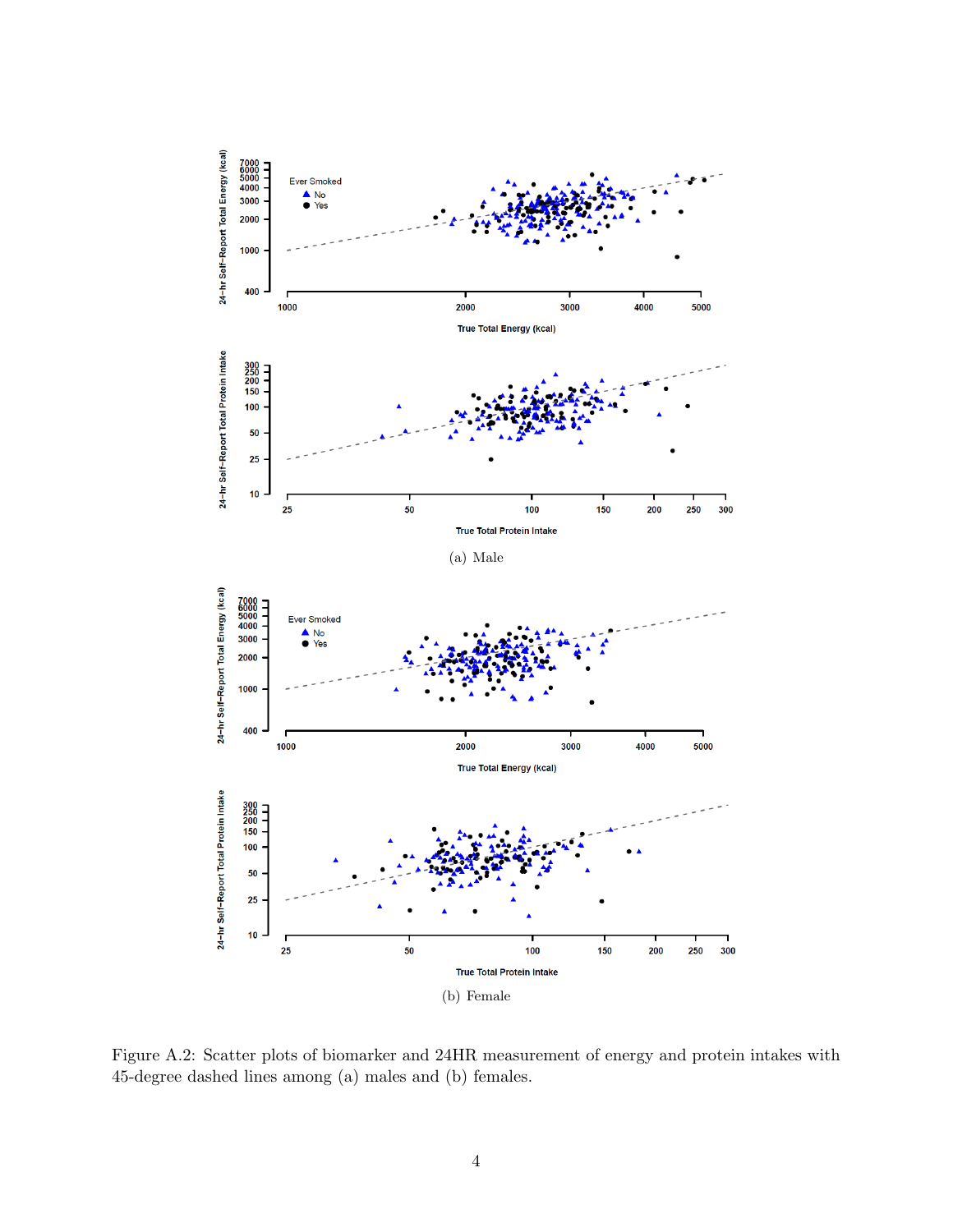(a) Male

(b) Female

Figure A.2: Scatter plots of biomarker and 24HR measurement of energy and protein intakes with 45-degree dashed lines among (a) males and (b) females.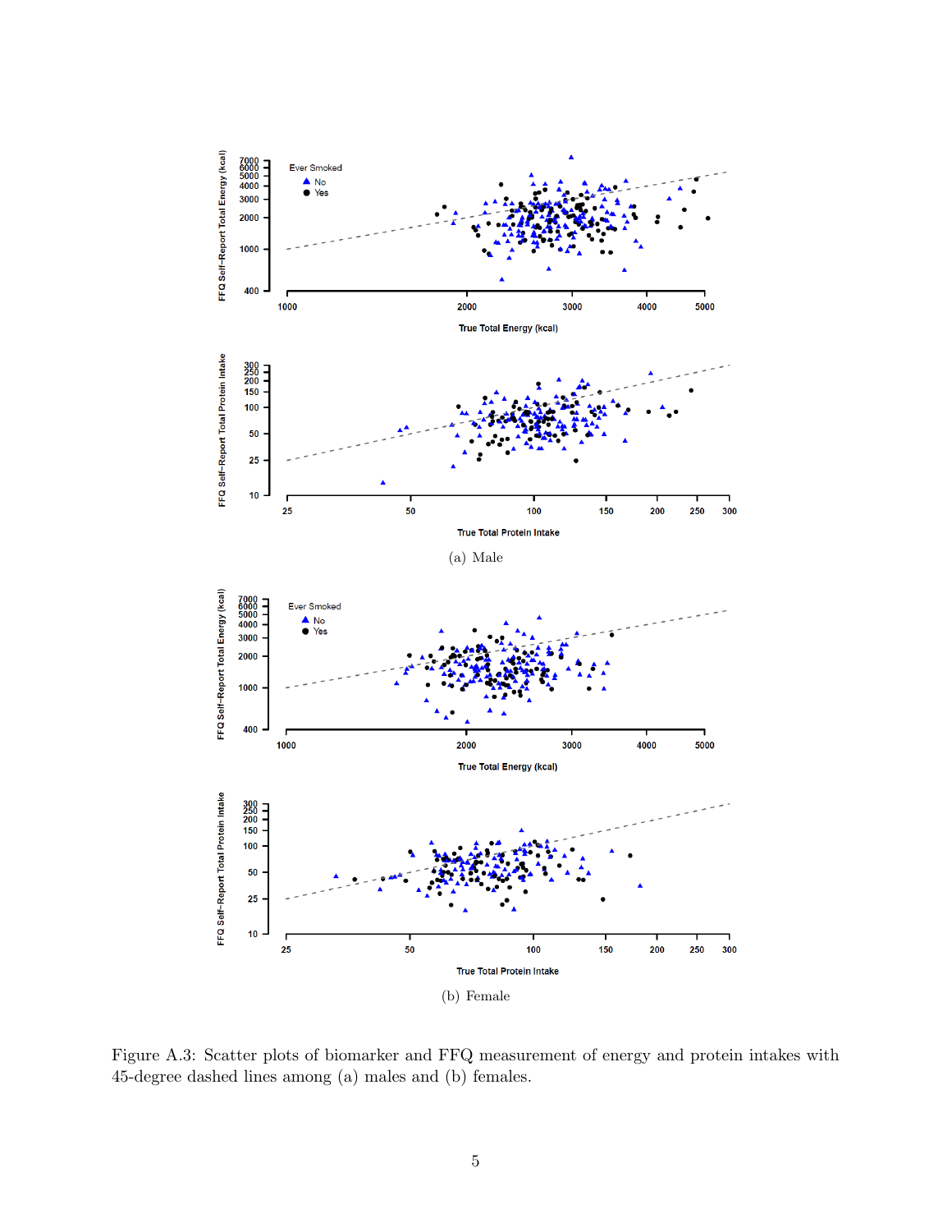FFQ Self−Report Total Energy (kcal)

7000
6000
5000
4000
3000
2000
1000
400

Ever Smoked
No
Yes

1000
2000
3000
4000
5000

True Total Energy (kcal)

FFQ Self−Report Total Protein Intake

300
250
200
150
100
50
25
10

25
50
100
150
200
250
300

True Total Protein Intake

(a) Male

FFQ Self−Report Total Energy (kcal)

7000
6000
5000
4000
3000
2000
1000
400

Ever Smoked
No
Yes

1000
2000
3000
4000
5000

True Total Energy (kcal)

FFQ Self−Report Total Protein Intake

300
250
200
150
100
50
25
10

25
50
100
150
200
250
300

True Total Protein Intake

(b) Female

Figure A.3: Scatter plots of biomarker and FFQ measurement of energy and protein intakes with 45-degree dashed lines among (a) males and (b) females.